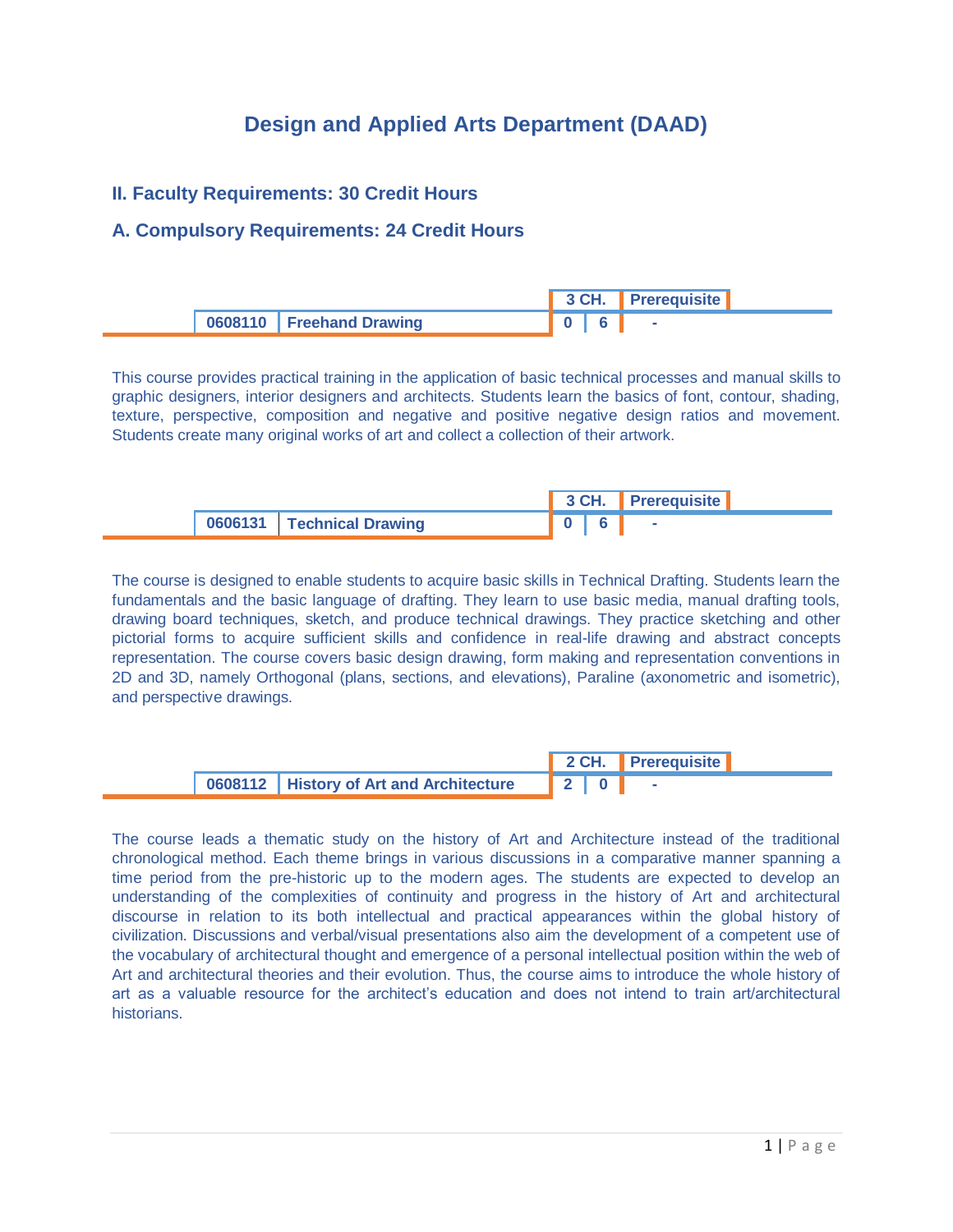# Design and Applied Arts Department (DAAD)

## II. Faculty Requirements: 30 Credit Hours

## A. Compulsory Requirements: 24 Credit Hours

| | | 3 CH. | | Prerequisite |
|---|---|---|---|---|
| 0608110 | Freehand Drawing | 0 | 6 | - |

This course provides practical training in the application of basic technical processes and manual skills to graphic designers, interior designers and architects. Students learn the basics of font, contour, shading, texture, perspective, composition and negative and positive negative design ratios and movement. Students create many original works of art and collect a collection of their artwork.

| | | 3 CH. | | Prerequisite |
|---|---|---|---|---|
| 0606131 | Technical Drawing | 0 | 6 | - |

The course is designed to enable students to acquire basic skills in Technical Drafting. Students learn the fundamentals and the basic language of drafting. They learn to use basic media, manual drafting tools, drawing board techniques, sketch, and produce technical drawings. They practice sketching and other pictorial forms to acquire sufficient skills and confidence in real-life drawing and abstract concepts representation. The course covers basic design drawing, form making and representation conventions in 2D and 3D, namely Orthogonal (plans, sections, and elevations), Paraline (axonometric and isometric), and perspective drawings.

| | | 2 CH. | | Prerequisite |
|---|---|---|---|---|
| 0608112 | History of Art and Architecture | 2 | 0 | - |

The course leads a thematic study on the history of Art and Architecture instead of the traditional chronological method. Each theme brings in various discussions in a comparative manner spanning a time period from the pre-historic up to the modern ages. The students are expected to develop an understanding of the complexities of continuity and progress in the history of Art and architectural discourse in relation to its both intellectual and practical appearances within the global history of civilization. Discussions and verbal/visual presentations also aim the development of a competent use of the vocabulary of architectural thought and emergence of a personal intellectual position within the web of Art and architectural theories and their evolution. Thus, the course aims to introduce the whole history of art as a valuable resource for the architect's education and does not intend to train art/architectural historians.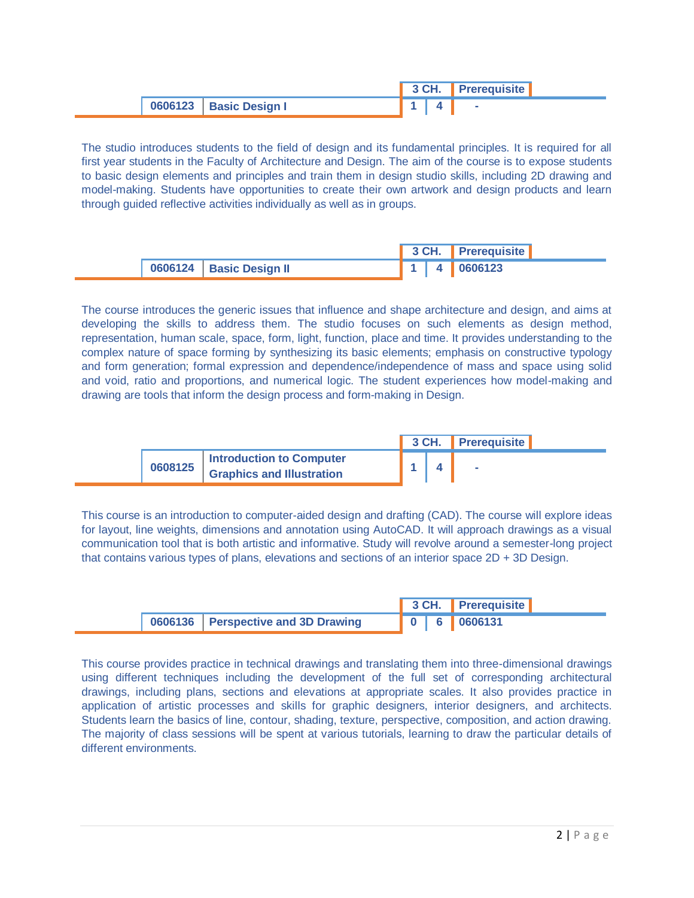| Code | Course | 3 CH. | | Prerequisite |
|---|---|---|---|---|
| 0606123 | Basic Design I | 1 | 4 | - |

The studio introduces students to the field of design and its fundamental principles. It is required for all first year students in the Faculty of Architecture and Design. The aim of the course is to expose students to basic design elements and principles and train them in design studio skills, including 2D drawing and model-making. Students have opportunities to create their own artwork and design products and learn through guided reflective activities individually as well as in groups.

| Code | Course | 3 CH. | | Prerequisite |
|---|---|---|---|---|
| 0606124 | Basic Design II | 1 | 4 | 0606123 |

The course introduces the generic issues that influence and shape architecture and design, and aims at developing the skills to address them. The studio focuses on such elements as design method, representation, human scale, space, form, light, function, place and time. It provides understanding to the complex nature of space forming by synthesizing its basic elements; emphasis on constructive typology and form generation; formal expression and dependence/independence of mass and space using solid and void, ratio and proportions, and numerical logic. The student experiences how model-making and drawing are tools that inform the design process and form-making in Design.

| Code | Course | 3 CH. | | Prerequisite |
|---|---|---|---|---|
| 0608125 | Introduction to Computer Graphics and Illustration | 1 | 4 | - |

This course is an introduction to computer-aided design and drafting (CAD). The course will explore ideas for layout, line weights, dimensions and annotation using AutoCAD. It will approach drawings as a visual communication tool that is both artistic and informative. Study will revolve around a semester-long project that contains various types of plans, elevations and sections of an interior space 2D + 3D Design.

| Code | Course | 3 CH. | | Prerequisite |
|---|---|---|---|---|
| 0606136 | Perspective and 3D Drawing | 0 | 6 | 0606131 |

This course provides practice in technical drawings and translating them into three-dimensional drawings using different techniques including the development of the full set of corresponding architectural drawings, including plans, sections and elevations at appropriate scales. It also provides practice in application of artistic processes and skills for graphic designers, interior designers, and architects. Students learn the basics of line, contour, shading, texture, perspective, composition, and action drawing. The majority of class sessions will be spent at various tutorials, learning to draw the particular details of different environments.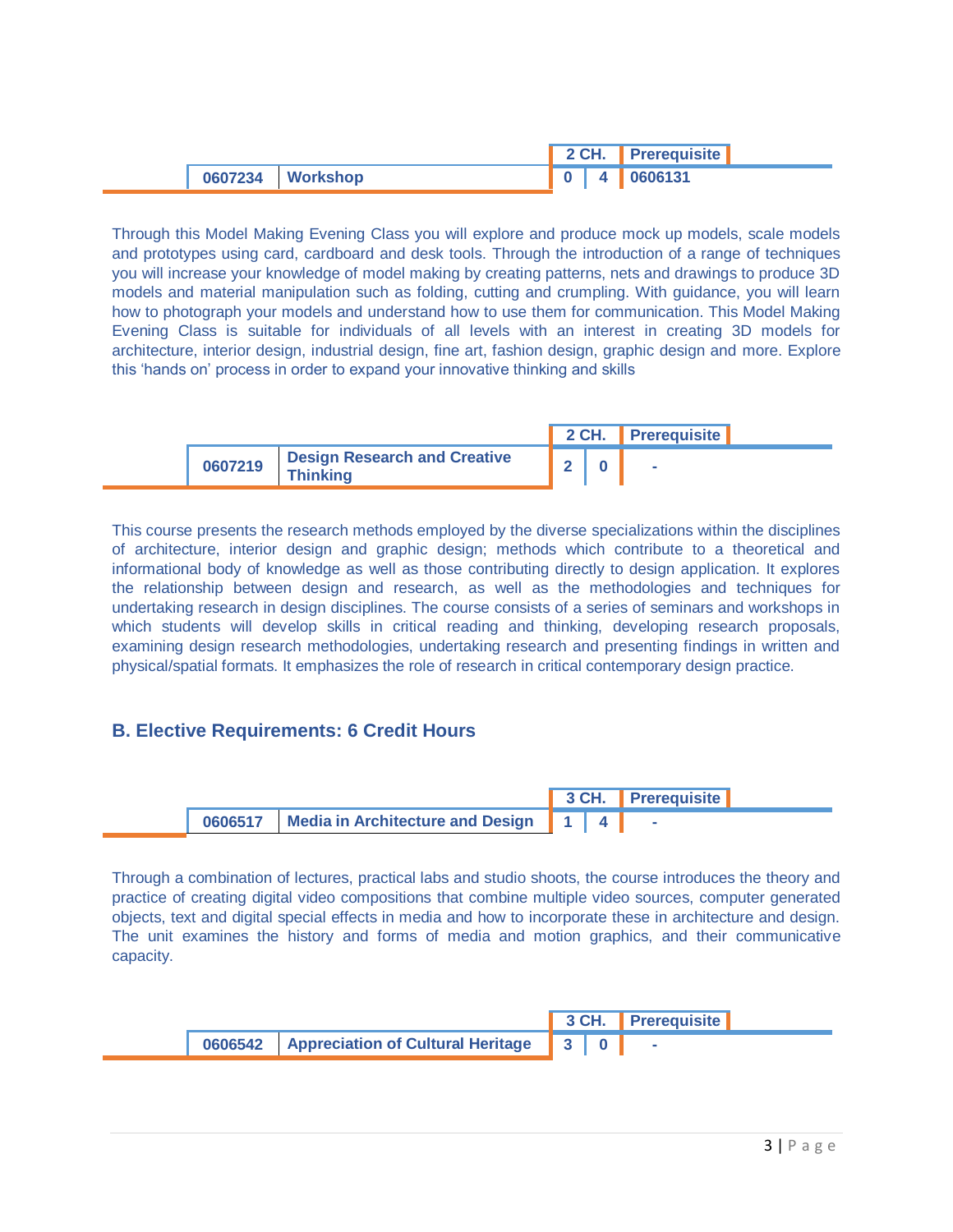| | | 2 CH. | | Prerequisite |
|---|---|---|---|---|
| 0607234 | Workshop | 0 | 4 | 0606131 |

Through this Model Making Evening Class you will explore and produce mock up models, scale models and prototypes using card, cardboard and desk tools. Through the introduction of a range of techniques you will increase your knowledge of model making by creating patterns, nets and drawings to produce 3D models and material manipulation such as folding, cutting and crumpling. With guidance, you will learn how to photograph your models and understand how to use them for communication. This Model Making Evening Class is suitable for individuals of all levels with an interest in creating 3D models for architecture, interior design, industrial design, fine art, fashion design, graphic design and more. Explore this 'hands on' process in order to expand your innovative thinking and skills

| | | 2 CH. | | Prerequisite |
|---|---|---|---|---|
| 0607219 | Design Research and Creative Thinking | 2 | 0 | - |

This course presents the research methods employed by the diverse specializations within the disciplines of architecture, interior design and graphic design; methods which contribute to a theoretical and informational body of knowledge as well as those contributing directly to design application. It explores the relationship between design and research, as well as the methodologies and techniques for undertaking research in design disciplines. The course consists of a series of seminars and workshops in which students will develop skills in critical reading and thinking, developing research proposals, examining design research methodologies, undertaking research and presenting findings in written and physical/spatial formats. It emphasizes the role of research in critical contemporary design practice.

## B. Elective Requirements: 6 Credit Hours

| | | 3 CH. | | Prerequisite |
|---|---|---|---|---|
| 0606517 | Media in Architecture and Design | 1 | 4 | - |

Through a combination of lectures, practical labs and studio shoots, the course introduces the theory and practice of creating digital video compositions that combine multiple video sources, computer generated objects, text and digital special effects in media and how to incorporate these in architecture and design. The unit examines the history and forms of media and motion graphics, and their communicative capacity.

| | | 3 CH. | | Prerequisite |
|---|---|---|---|---|
| 0606542 | Appreciation of Cultural Heritage | 3 | 0 | - |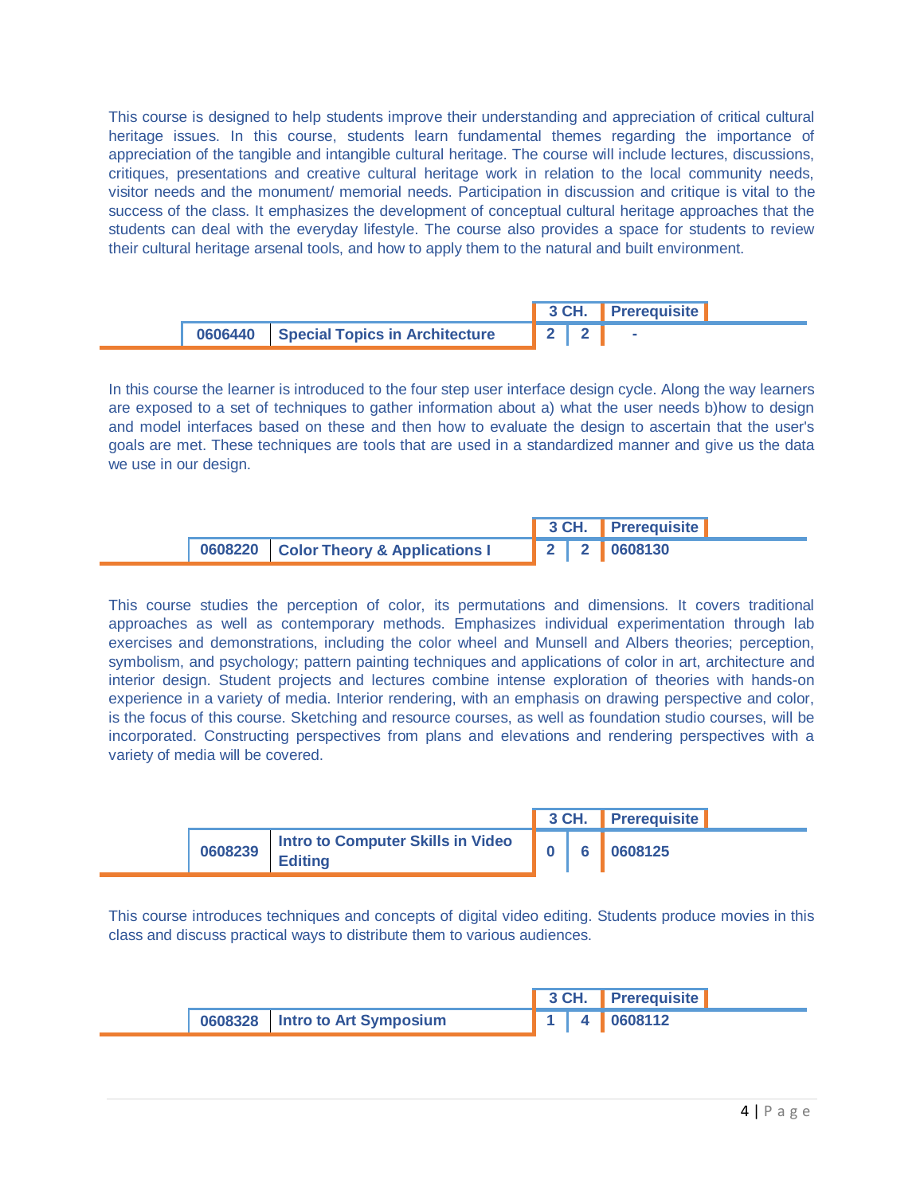This course is designed to help students improve their understanding and appreciation of critical cultural heritage issues. In this course, students learn fundamental themes regarding the importance of appreciation of the tangible and intangible cultural heritage. The course will include lectures, discussions, critiques, presentations and creative cultural heritage work in relation to the local community needs, visitor needs and the monument/ memorial needs. Participation in discussion and critique is vital to the success of the class. It emphasizes the development of conceptual cultural heritage approaches that the students can deal with the everyday lifestyle. The course also provides a space for students to review their cultural heritage arsenal tools, and how to apply them to the natural and built environment.

| | | 3 CH. | | Prerequisite |
|---|---|---|---|---|
| **0606440** | **Special Topics in Architecture** | **2** | **2** | **-** |

In this course the learner is introduced to the four step user interface design cycle. Along the way learners are exposed to a set of techniques to gather information about a) what the user needs b)how to design and model interfaces based on these and then how to evaluate the design to ascertain that the user's goals are met. These techniques are tools that are used in a standardized manner and give us the data we use in our design.

| | | 3 CH. | | Prerequisite |
|---|---|---|---|---|
| **0608220** | **Color Theory & Applications I** | **2** | **2** | **0608130** |

This course studies the perception of color, its permutations and dimensions. It covers traditional approaches as well as contemporary methods. Emphasizes individual experimentation through lab exercises and demonstrations, including the color wheel and Munsell and Albers theories; perception, symbolism, and psychology; pattern painting techniques and applications of color in art, architecture and interior design. Student projects and lectures combine intense exploration of theories with hands-on experience in a variety of media. Interior rendering, with an emphasis on drawing perspective and color, is the focus of this course. Sketching and resource courses, as well as foundation studio courses, will be incorporated. Constructing perspectives from plans and elevations and rendering perspectives with a variety of media will be covered.

| | | 3 CH. | | Prerequisite |
|---|---|---|---|---|
| **0608239** | **Intro to Computer Skills in Video Editing** | **0** | **6** | **0608125** |

This course introduces techniques and concepts of digital video editing. Students produce movies in this class and discuss practical ways to distribute them to various audiences.

| | | 3 CH. | | Prerequisite |
|---|---|---|---|---|
| **0608328** | **Intro to Art Symposium** | **1** | **4** | **0608112** |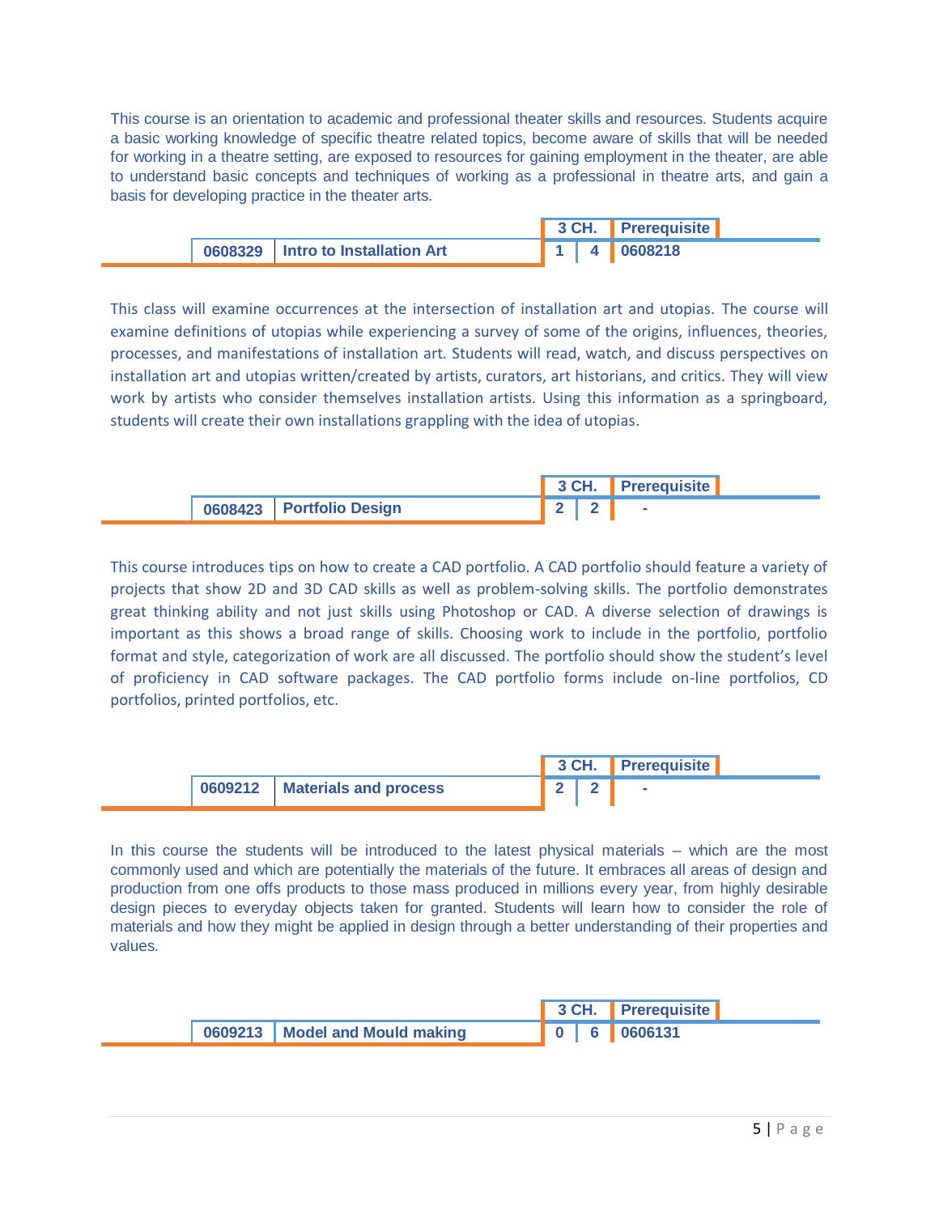This course is an orientation to academic and professional theater skills and resources. Students acquire a basic working knowledge of specific theatre related topics, become aware of skills that will be needed for working in a theatre setting, are exposed to resources for gaining employment in the theater, are able to understand basic concepts and techniques of working as a professional in theatre arts, and gain a basis for developing practice in the theater arts.

| | | 3 CH. | | Prerequisite |
|---|---|---|---|---|
| 0608329 | Intro to Installation Art | 1 | 4 | 0608218 |

This class will examine occurrences at the intersection of installation art and utopias. The course will examine definitions of utopias while experiencing a survey of some of the origins, influences, theories, processes, and manifestations of installation art. Students will read, watch, and discuss perspectives on installation art and utopias written/created by artists, curators, art historians, and critics. They will view work by artists who consider themselves installation artists. Using this information as a springboard, students will create their own installations grappling with the idea of utopias.

| | | 3 CH. | | Prerequisite |
|---|---|---|---|---|
| 0608423 | Portfolio Design | 2 | 2 | - |

This course introduces tips on how to create a CAD portfolio. A CAD portfolio should feature a variety of projects that show 2D and 3D CAD skills as well as problem-solving skills. The portfolio demonstrates great thinking ability and not just skills using Photoshop or CAD. A diverse selection of drawings is important as this shows a broad range of skills. Choosing work to include in the portfolio, portfolio format and style, categorization of work are all discussed. The portfolio should show the student's level of proficiency in CAD software packages. The CAD portfolio forms include on-line portfolios, CD portfolios, printed portfolios, etc.

| | | 3 CH. | | Prerequisite |
|---|---|---|---|---|
| 0609212 | Materials and process | 2 | 2 | - |

In this course the students will be introduced to the latest physical materials – which are the most commonly used and which are potentially the materials of the future. It embraces all areas of design and production from one offs products to those mass produced in millions every year, from highly desirable design pieces to everyday objects taken for granted. Students will learn how to consider the role of materials and how they might be applied in design through a better understanding of their properties and values.

| | | 3 CH. | | Prerequisite |
|---|---|---|---|---|
| 0609213 | Model and Mould making | 0 | 6 | 0606131 |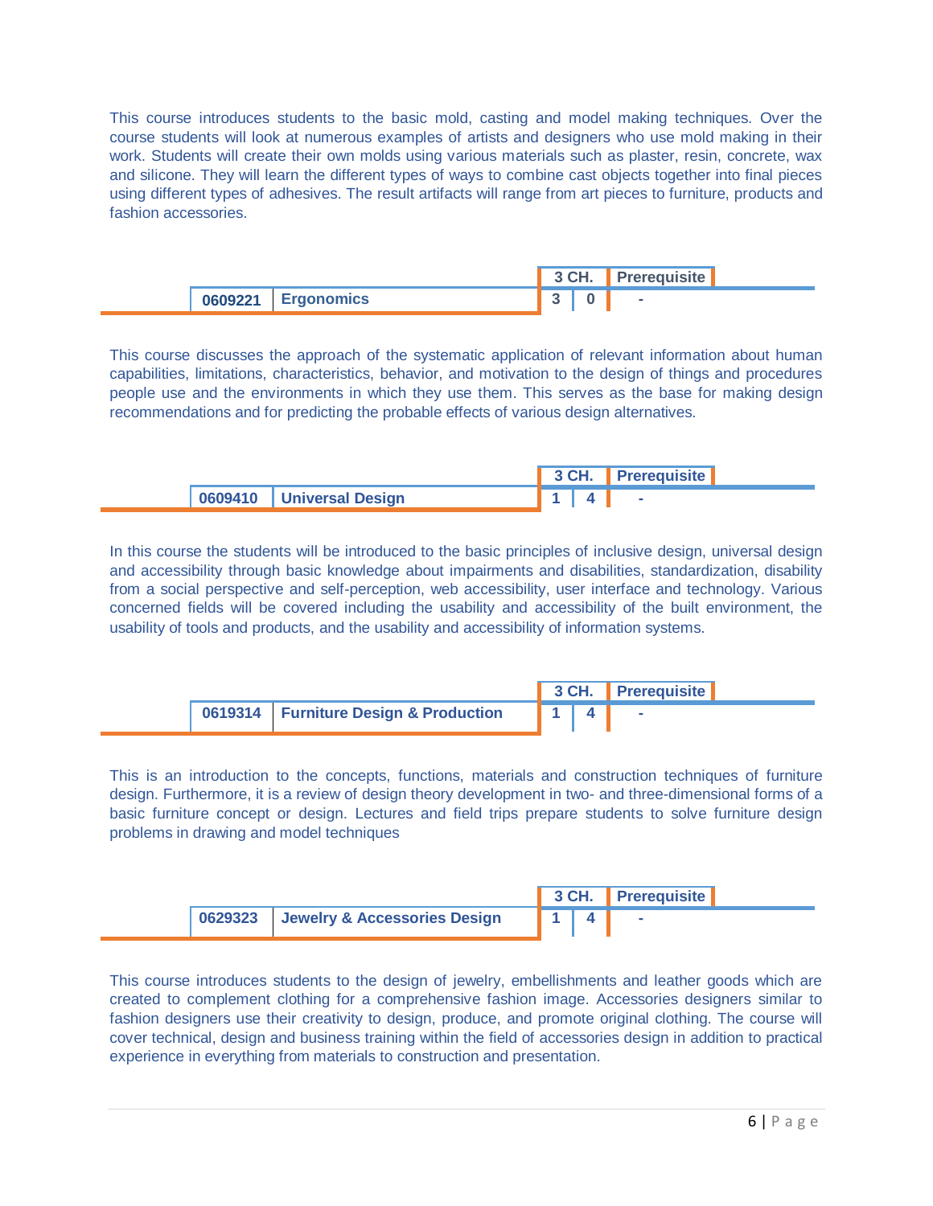This course introduces students to the basic mold, casting and model making techniques. Over the course students will look at numerous examples of artists and designers who use mold making in their work. Students will create their own molds using various materials such as plaster, resin, concrete, wax and silicone. They will learn the different types of ways to combine cast objects together into final pieces using different types of adhesives. The result artifacts will range from art pieces to furniture, products and fashion accessories.

| | | 3 CH. | | Prerequisite |
|---|---|---|---|---|
| **0609221** | **Ergonomics** | **3** | **0** | **-** |

This course discusses the approach of the systematic application of relevant information about human capabilities, limitations, characteristics, behavior, and motivation to the design of things and procedures people use and the environments in which they use them. This serves as the base for making design recommendations and for predicting the probable effects of various design alternatives.

| | | 3 CH. | | Prerequisite |
|---|---|---|---|---|
| **0609410** | **Universal Design** | **1** | **4** | **-** |

In this course the students will be introduced to the basic principles of inclusive design, universal design and accessibility through basic knowledge about impairments and disabilities, standardization, disability from a social perspective and self-perception, web accessibility, user interface and technology. Various concerned fields will be covered including the usability and accessibility of the built environment, the usability of tools and products, and the usability and accessibility of information systems.

| | | 3 CH. | | Prerequisite |
|---|---|---|---|---|
| **0619314** | **Furniture Design & Production** | **1** | **4** | **-** |

This is an introduction to the concepts, functions, materials and construction techniques of furniture design. Furthermore, it is a review of design theory development in two- and three-dimensional forms of a basic furniture concept or design. Lectures and field trips prepare students to solve furniture design problems in drawing and model techniques

| | | 3 CH. | | Prerequisite |
|---|---|---|---|---|
| **0629323** | **Jewelry & Accessories Design** | **1** | **4** | **-** |

This course introduces students to the design of jewelry, embellishments and leather goods which are created to complement clothing for a comprehensive fashion image. Accessories designers similar to fashion designers use their creativity to design, produce, and promote original clothing. The course will cover technical, design and business training within the field of accessories design in addition to practical experience in everything from materials to construction and presentation.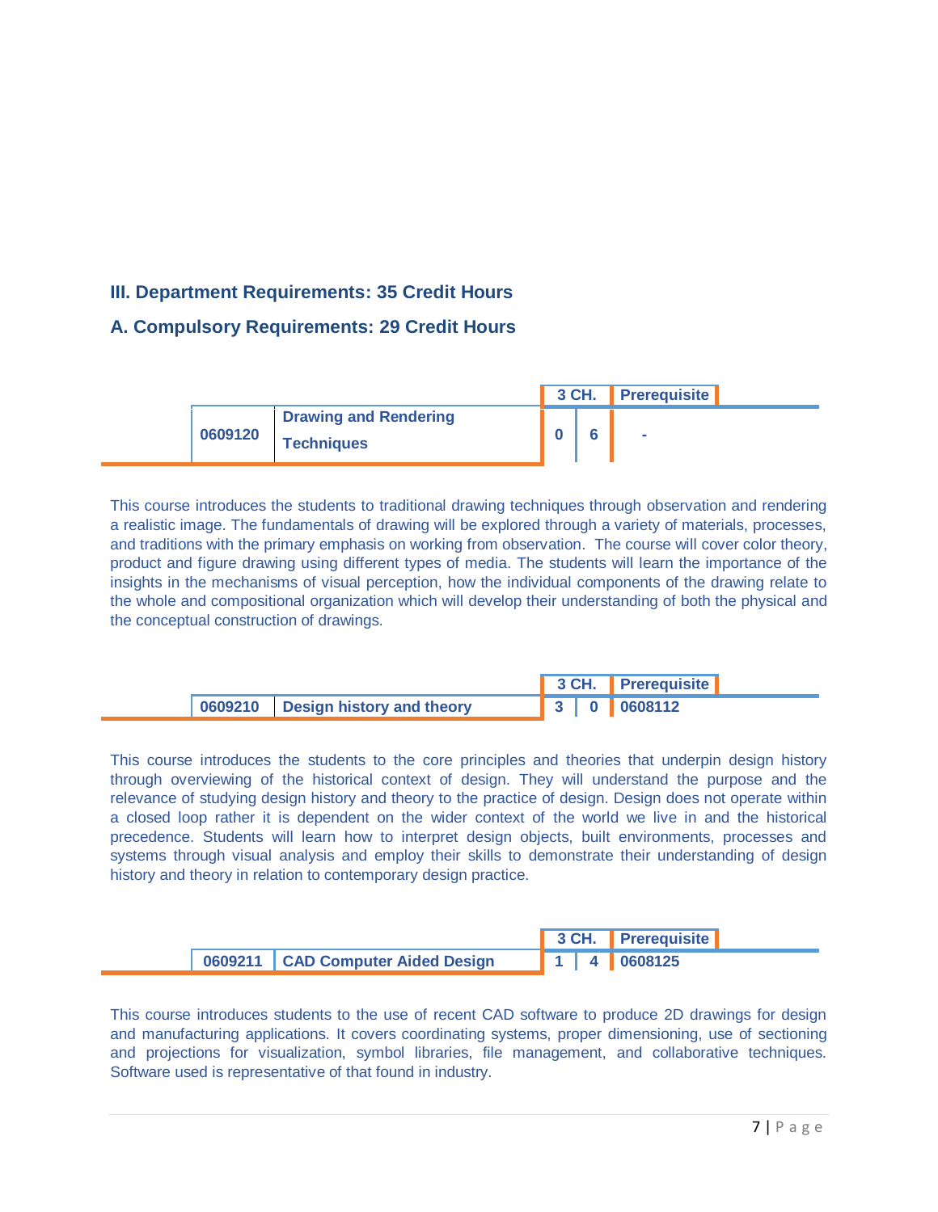## III. Department Requirements: 35 Credit Hours

### A. Compulsory Requirements: 29 Credit Hours

| Course No. | Course Title | 3 CH. | | Prerequisite |
|---|---|---|---|---|
| 0609120 | Drawing and Rendering Techniques | 0 | 6 | - |

This course introduces the students to traditional drawing techniques through observation and rendering a realistic image. The fundamentals of drawing will be explored through a variety of materials, processes, and traditions with the primary emphasis on working from observation. The course will cover color theory, product and figure drawing using different types of media. The students will learn the importance of the insights in the mechanisms of visual perception, how the individual components of the drawing relate to the whole and compositional organization which will develop their understanding of both the physical and the conceptual construction of drawings.

| Course No. | Course Title | 3 CH. | | Prerequisite |
|---|---|---|---|---|
| 0609210 | Design history and theory | 3 | 0 | 0608112 |

This course introduces the students to the core principles and theories that underpin design history through overviewing of the historical context of design. They will understand the purpose and the relevance of studying design history and theory to the practice of design. Design does not operate within a closed loop rather it is dependent on the wider context of the world we live in and the historical precedence. Students will learn how to interpret design objects, built environments, processes and systems through visual analysis and employ their skills to demonstrate their understanding of design history and theory in relation to contemporary design practice.

| Course No. | Course Title | 3 CH. | | Prerequisite |
|---|---|---|---|---|
| 0609211 | CAD Computer Aided Design | 1 | 4 | 0608125 |

This course introduces students to the use of recent CAD software to produce 2D drawings for design and manufacturing applications. It covers coordinating systems, proper dimensioning, use of sectioning and projections for visualization, symbol libraries, file management, and collaborative techniques. Software used is representative of that found in industry.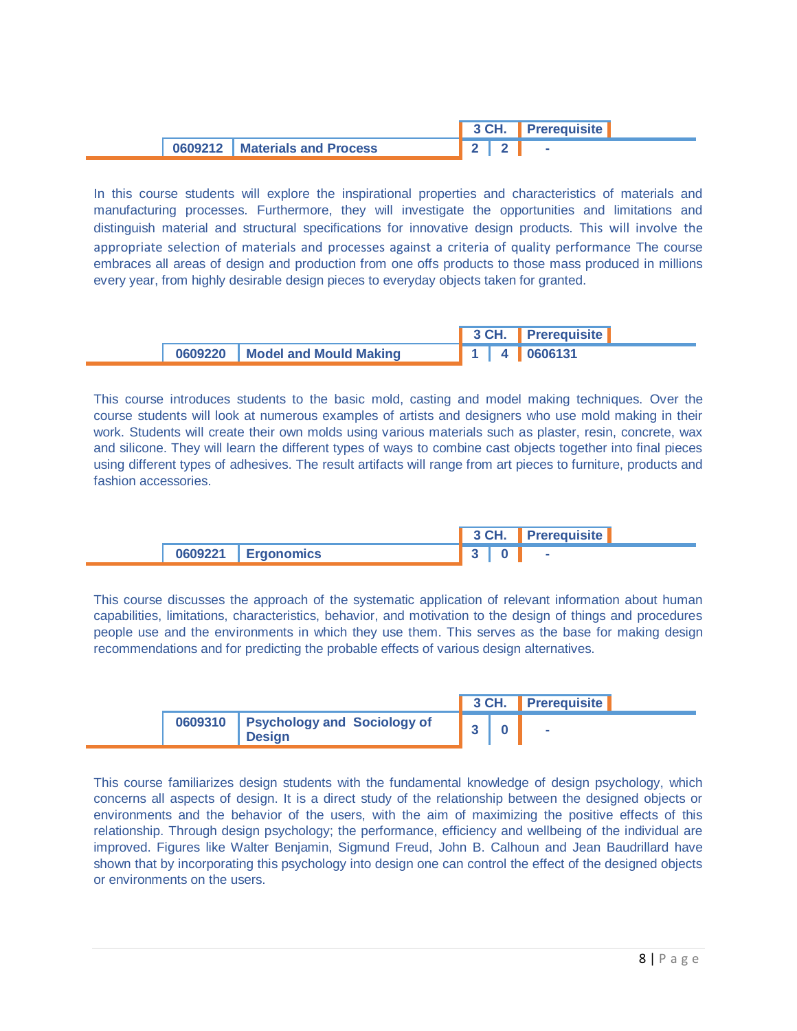| | | 3 CH. | | Prerequisite |
|---|---|---|---|---|
| 0609212 | Materials and Process | 2 | 2 | - |

In this course students will explore the inspirational properties and characteristics of materials and manufacturing processes. Furthermore, they will investigate the opportunities and limitations and distinguish material and structural specifications for innovative design products. This will involve the appropriate selection of materials and processes against a criteria of quality performance The course embraces all areas of design and production from one offs products to those mass produced in millions every year, from highly desirable design pieces to everyday objects taken for granted.

| | | 3 CH. | | Prerequisite |
|---|---|---|---|---|
| 0609220 | Model and Mould Making | 1 | 4 | 0606131 |

This course introduces students to the basic mold, casting and model making techniques. Over the course students will look at numerous examples of artists and designers who use mold making in their work. Students will create their own molds using various materials such as plaster, resin, concrete, wax and silicone. They will learn the different types of ways to combine cast objects together into final pieces using different types of adhesives. The result artifacts will range from art pieces to furniture, products and fashion accessories.

| | | 3 CH. | | Prerequisite |
|---|---|---|---|---|
| 0609221 | Ergonomics | 3 | 0 | - |

This course discusses the approach of the systematic application of relevant information about human capabilities, limitations, characteristics, behavior, and motivation to the design of things and procedures people use and the environments in which they use them. This serves as the base for making design recommendations and for predicting the probable effects of various design alternatives.

| | | 3 CH. | | Prerequisite |
|---|---|---|---|---|
| 0609310 | Psychology and Sociology of Design | 3 | 0 | - |

This course familiarizes design students with the fundamental knowledge of design psychology, which concerns all aspects of design. It is a direct study of the relationship between the designed objects or environments and the behavior of the users, with the aim of maximizing the positive effects of this relationship. Through design psychology; the performance, efficiency and wellbeing of the individual are improved. Figures like Walter Benjamin, Sigmund Freud, John B. Calhoun and Jean Baudrillard have shown that by incorporating this psychology into design one can control the effect of the designed objects or environments on the users.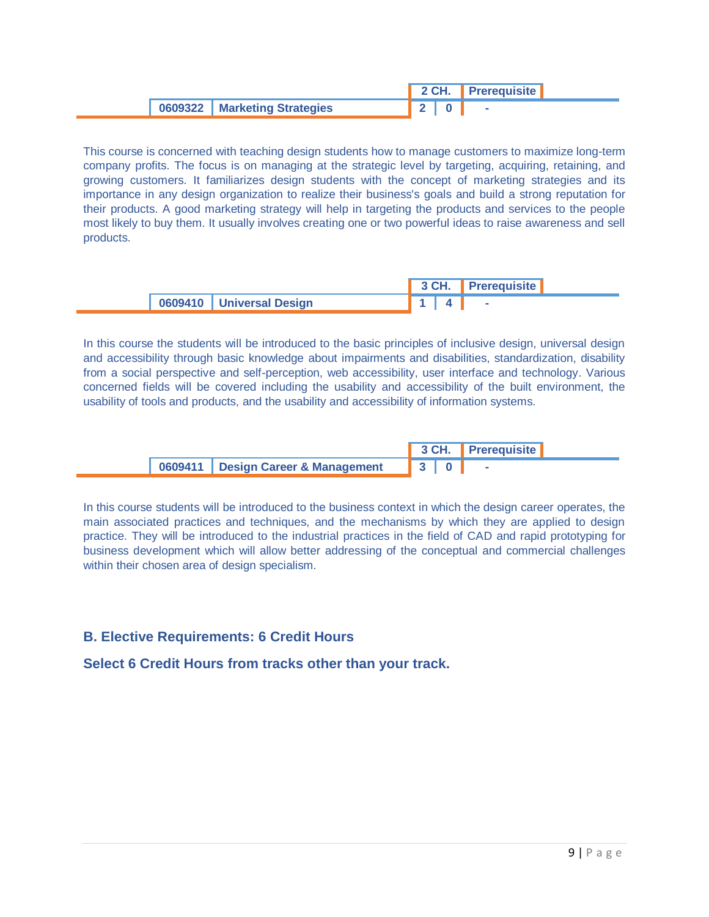| | | 2 CH. | | Prerequisite |
|---|---|---|---|---|
| 0609322 | Marketing Strategies | 2 | 0 | - |

This course is concerned with teaching design students how to manage customers to maximize long-term company profits. The focus is on managing at the strategic level by targeting, acquiring, retaining, and growing customers. It familiarizes design students with the concept of marketing strategies and its importance in any design organization to realize their business's goals and build a strong reputation for their products. A good marketing strategy will help in targeting the products and services to the people most likely to buy them. It usually involves creating one or two powerful ideas to raise awareness and sell products.

| | | 3 CH. | | Prerequisite |
|---|---|---|---|---|
| 0609410 | Universal Design | 1 | 4 | - |

In this course the students will be introduced to the basic principles of inclusive design, universal design and accessibility through basic knowledge about impairments and disabilities, standardization, disability from a social perspective and self-perception, web accessibility, user interface and technology. Various concerned fields will be covered including the usability and accessibility of the built environment, the usability of tools and products, and the usability and accessibility of information systems.

| | | 3 CH. | | Prerequisite |
|---|---|---|---|---|
| 0609411 | Design Career & Management | 3 | 0 | - |

In this course students will be introduced to the business context in which the design career operates, the main associated practices and techniques, and the mechanisms by which they are applied to design practice. They will be introduced to the industrial practices in the field of CAD and rapid prototyping for business development which will allow better addressing of the conceptual and commercial challenges within their chosen area of design specialism.

### B. Elective Requirements: 6 Credit Hours

**Select 6 Credit Hours from tracks other than your track.**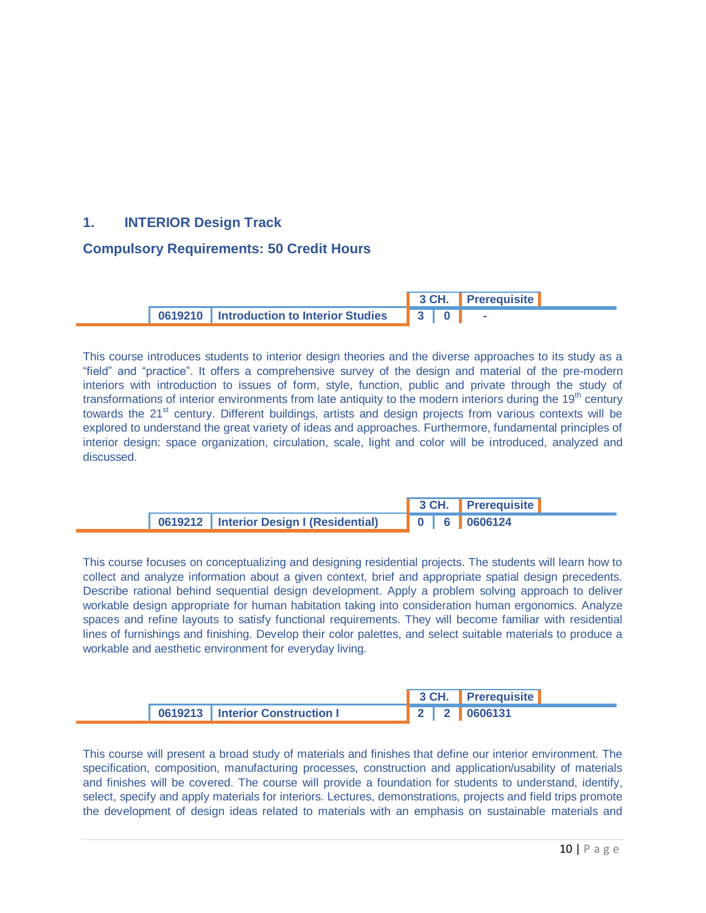## 1. INTERIOR Design Track

### Compulsory Requirements: 50 Credit Hours

| | | 3 CH. | | Prerequisite |
|---|---|---|---|---|
| 0619210 | Introduction to Interior Studies | 3 | 0 | - |

This course introduces students to interior design theories and the diverse approaches to its study as a "field" and "practice". It offers a comprehensive survey of the design and material of the pre-modern interiors with introduction to issues of form, style, function, public and private through the study of transformations of interior environments from late antiquity to the modern interiors during the 19th century towards the 21st century. Different buildings, artists and design projects from various contexts will be explored to understand the great variety of ideas and approaches. Furthermore, fundamental principles of interior design: space organization, circulation, scale, light and color will be introduced, analyzed and discussed.

| | | 3 CH. | | Prerequisite |
|---|---|---|---|---|
| 0619212 | Interior Design I (Residential) | 0 | 6 | 0606124 |

This course focuses on conceptualizing and designing residential projects. The students will learn how to collect and analyze information about a given context, brief and appropriate spatial design precedents. Describe rational behind sequential design development. Apply a problem solving approach to deliver workable design appropriate for human habitation taking into consideration human ergonomics. Analyze spaces and refine layouts to satisfy functional requirements. They will become familiar with residential lines of furnishings and finishing. Develop their color palettes, and select suitable materials to produce a workable and aesthetic environment for everyday living.

| | | 3 CH. | | Prerequisite |
|---|---|---|---|---|
| 0619213 | Interior Construction I | 2 | 2 | 0606131 |

This course will present a broad study of materials and finishes that define our interior environment. The specification, composition, manufacturing processes, construction and application/usability of materials and finishes will be covered. The course will provide a foundation for students to understand, identify, select, specify and apply materials for interiors. Lectures, demonstrations, projects and field trips promote the development of design ideas related to materials with an emphasis on sustainable materials and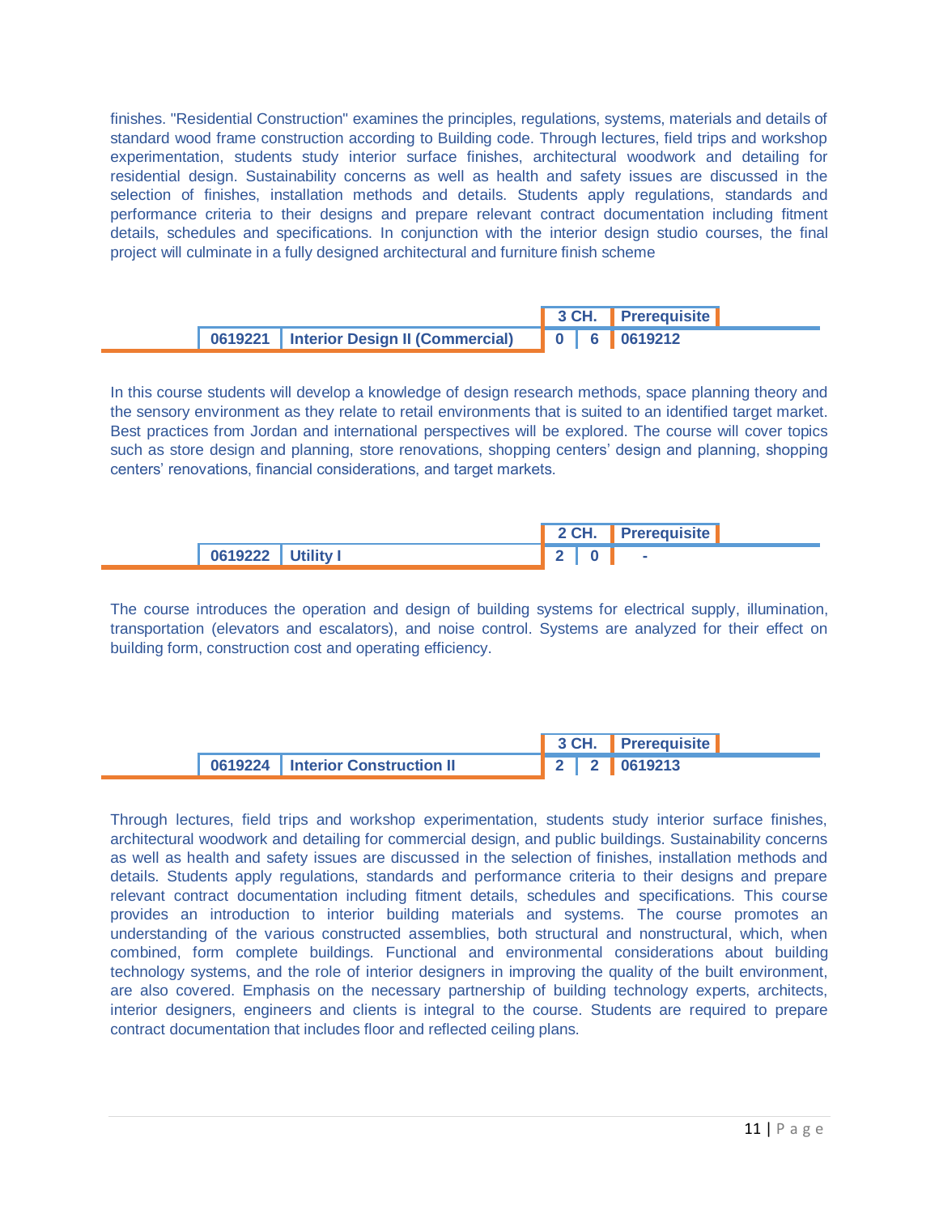finishes. "Residential Construction" examines the principles, regulations, systems, materials and details of standard wood frame construction according to Building code. Through lectures, field trips and workshop experimentation, students study interior surface finishes, architectural woodwork and detailing for residential design. Sustainability concerns as well as health and safety issues are discussed in the selection of finishes, installation methods and details. Students apply regulations, standards and performance criteria to their designs and prepare relevant contract documentation including fitment details, schedules and specifications. In conjunction with the interior design studio courses, the final project will culminate in a fully designed architectural and furniture finish scheme

| | | 3 CH. | | Prerequisite |
|---|---|---|---|---|
| **0619221** | **Interior Design II (Commercial)** | **0** | **6** | **0619212** |

In this course students will develop a knowledge of design research methods, space planning theory and the sensory environment as they relate to retail environments that is suited to an identified target market. Best practices from Jordan and international perspectives will be explored. The course will cover topics such as store design and planning, store renovations, shopping centers' design and planning, shopping centers' renovations, financial considerations, and target markets.

| | | 2 CH. | | Prerequisite |
|---|---|---|---|---|
| **0619222** | **Utility I** | **2** | **0** | **-** |

The course introduces the operation and design of building systems for electrical supply, illumination, transportation (elevators and escalators), and noise control. Systems are analyzed for their effect on building form, construction cost and operating efficiency.

| | | 3 CH. | | Prerequisite |
|---|---|---|---|---|
| **0619224** | **Interior Construction II** | **2** | **2** | **0619213** |

Through lectures, field trips and workshop experimentation, students study interior surface finishes, architectural woodwork and detailing for commercial design, and public buildings. Sustainability concerns as well as health and safety issues are discussed in the selection of finishes, installation methods and details. Students apply regulations, standards and performance criteria to their designs and prepare relevant contract documentation including fitment details, schedules and specifications. This course provides an introduction to interior building materials and systems. The course promotes an understanding of the various constructed assemblies, both structural and nonstructural, which, when combined, form complete buildings. Functional and environmental considerations about building technology systems, and the role of interior designers in improving the quality of the built environment, are also covered. Emphasis on the necessary partnership of building technology experts, architects, interior designers, engineers and clients is integral to the course. Students are required to prepare contract documentation that includes floor and reflected ceiling plans.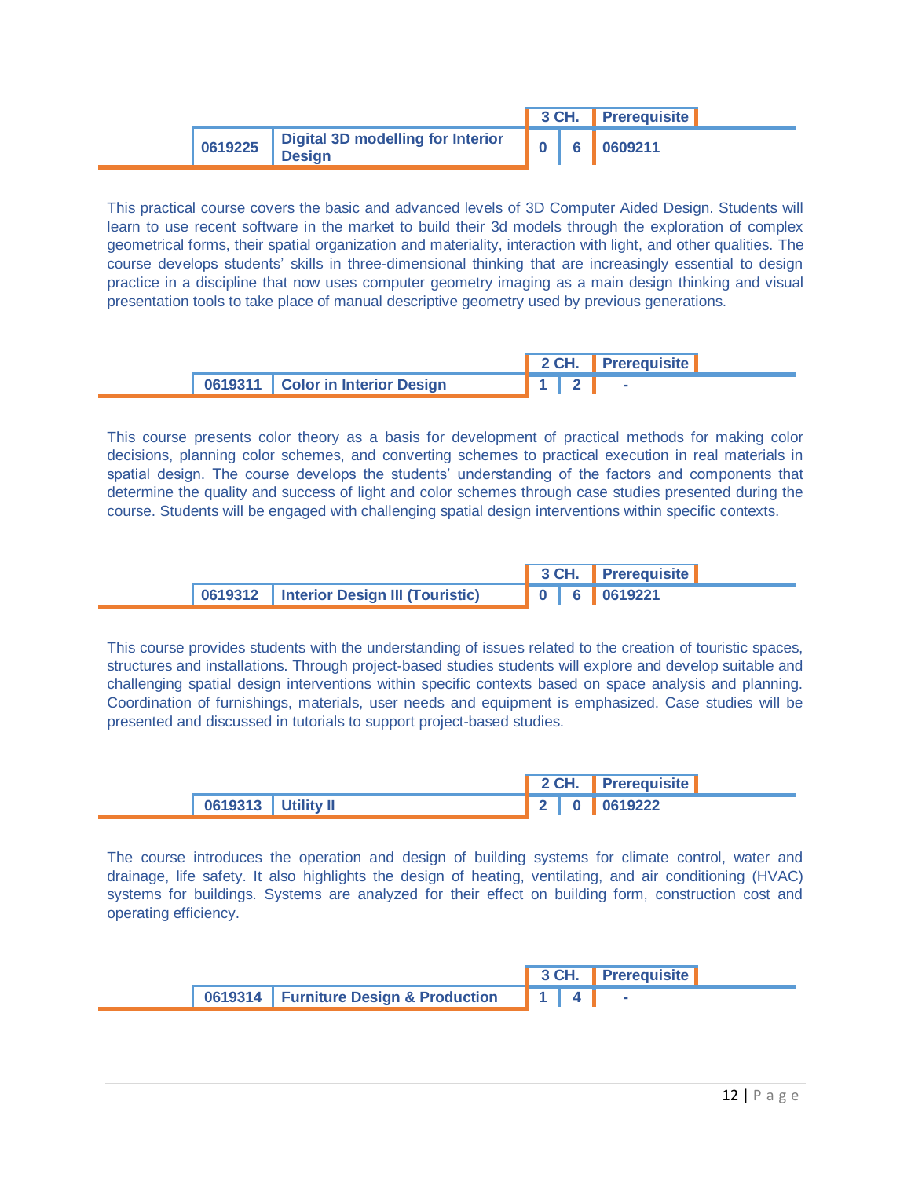| Code | Course Title | 3 CH. | | Prerequisite |
|---|---|---|---|---|
| 0619225 | Digital 3D modelling for Interior Design | 0 | 6 | 0609211 |

This practical course covers the basic and advanced levels of 3D Computer Aided Design. Students will learn to use recent software in the market to build their 3d models through the exploration of complex geometrical forms, their spatial organization and materiality, interaction with light, and other qualities. The course develops students' skills in three-dimensional thinking that are increasingly essential to design practice in a discipline that now uses computer geometry imaging as a main design thinking and visual presentation tools to take place of manual descriptive geometry used by previous generations.

| Code | Course Title | 2 CH. | | Prerequisite |
|---|---|---|---|---|
| 0619311 | Color in Interior Design | 1 | 2 | - |

This course presents color theory as a basis for development of practical methods for making color decisions, planning color schemes, and converting schemes to practical execution in real materials in spatial design. The course develops the students' understanding of the factors and components that determine the quality and success of light and color schemes through case studies presented during the course. Students will be engaged with challenging spatial design interventions within specific contexts.

| Code | Course Title | 3 CH. | | Prerequisite |
|---|---|---|---|---|
| 0619312 | Interior Design III (Touristic) | 0 | 6 | 0619221 |

This course provides students with the understanding of issues related to the creation of touristic spaces, structures and installations. Through project-based studies students will explore and develop suitable and challenging spatial design interventions within specific contexts based on space analysis and planning. Coordination of furnishings, materials, user needs and equipment is emphasized. Case studies will be presented and discussed in tutorials to support project-based studies.

| Code | Course Title | 2 CH. | | Prerequisite |
|---|---|---|---|---|
| 0619313 | Utility II | 2 | 0 | 0619222 |

The course introduces the operation and design of building systems for climate control, water and drainage, life safety. It also highlights the design of heating, ventilating, and air conditioning (HVAC) systems for buildings. Systems are analyzed for their effect on building form, construction cost and operating efficiency.

| Code | Course Title | 3 CH. | | Prerequisite |
|---|---|---|---|---|
| 0619314 | Furniture Design & Production | 1 | 4 | - |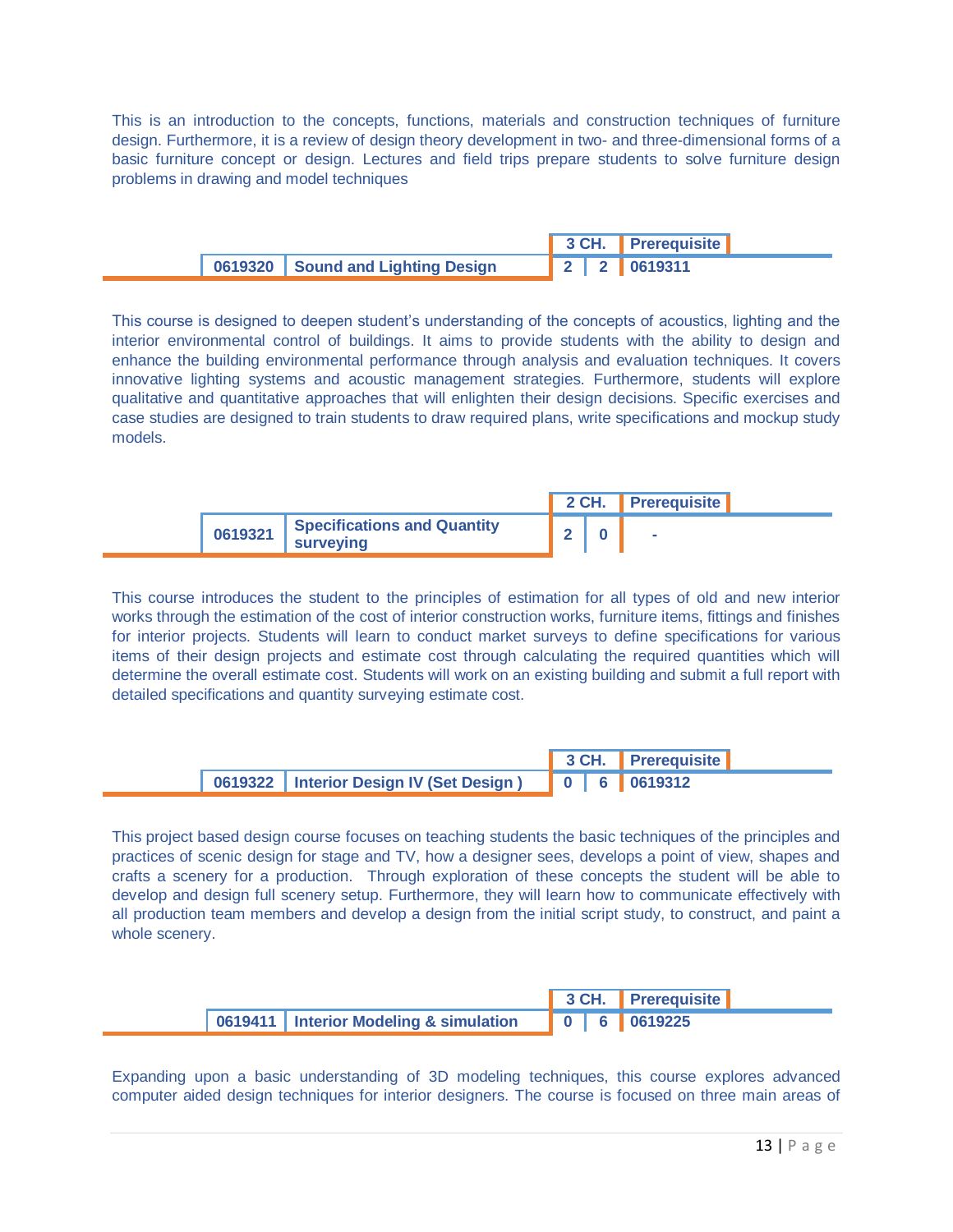This is an introduction to the concepts, functions, materials and construction techniques of furniture design. Furthermore, it is a review of design theory development in two- and three-dimensional forms of a basic furniture concept or design. Lectures and field trips prepare students to solve furniture design problems in drawing and model techniques

| | | 3 CH. | | Prerequisite |
|---|---|---|---|---|
| 0619320 | Sound and Lighting Design | 2 | 2 | 0619311 |

This course is designed to deepen student's understanding of the concepts of acoustics, lighting and the interior environmental control of buildings. It aims to provide students with the ability to design and enhance the building environmental performance through analysis and evaluation techniques. It covers innovative lighting systems and acoustic management strategies. Furthermore, students will explore qualitative and quantitative approaches that will enlighten their design decisions. Specific exercises and case studies are designed to train students to draw required plans, write specifications and mockup study models.

| | | 2 CH. | | Prerequisite |
|---|---|---|---|---|
| 0619321 | Specifications and Quantity surveying | 2 | 0 | - |

This course introduces the student to the principles of estimation for all types of old and new interior works through the estimation of the cost of interior construction works, furniture items, fittings and finishes for interior projects. Students will learn to conduct market surveys to define specifications for various items of their design projects and estimate cost through calculating the required quantities which will determine the overall estimate cost. Students will work on an existing building and submit a full report with detailed specifications and quantity surveying estimate cost.

| | | 3 CH. | | Prerequisite |
|---|---|---|---|---|
| 0619322 | Interior Design IV (Set Design ) | 0 | 6 | 0619312 |

This project based design course focuses on teaching students the basic techniques of the principles and practices of scenic design for stage and TV, how a designer sees, develops a point of view, shapes and crafts a scenery for a production. Through exploration of these concepts the student will be able to develop and design full scenery setup. Furthermore, they will learn how to communicate effectively with all production team members and develop a design from the initial script study, to construct, and paint a whole scenery.

| | | 3 CH. | | Prerequisite |
|---|---|---|---|---|
| 0619411 | Interior Modeling & simulation | 0 | 6 | 0619225 |

Expanding upon a basic understanding of 3D modeling techniques, this course explores advanced computer aided design techniques for interior designers. The course is focused on three main areas of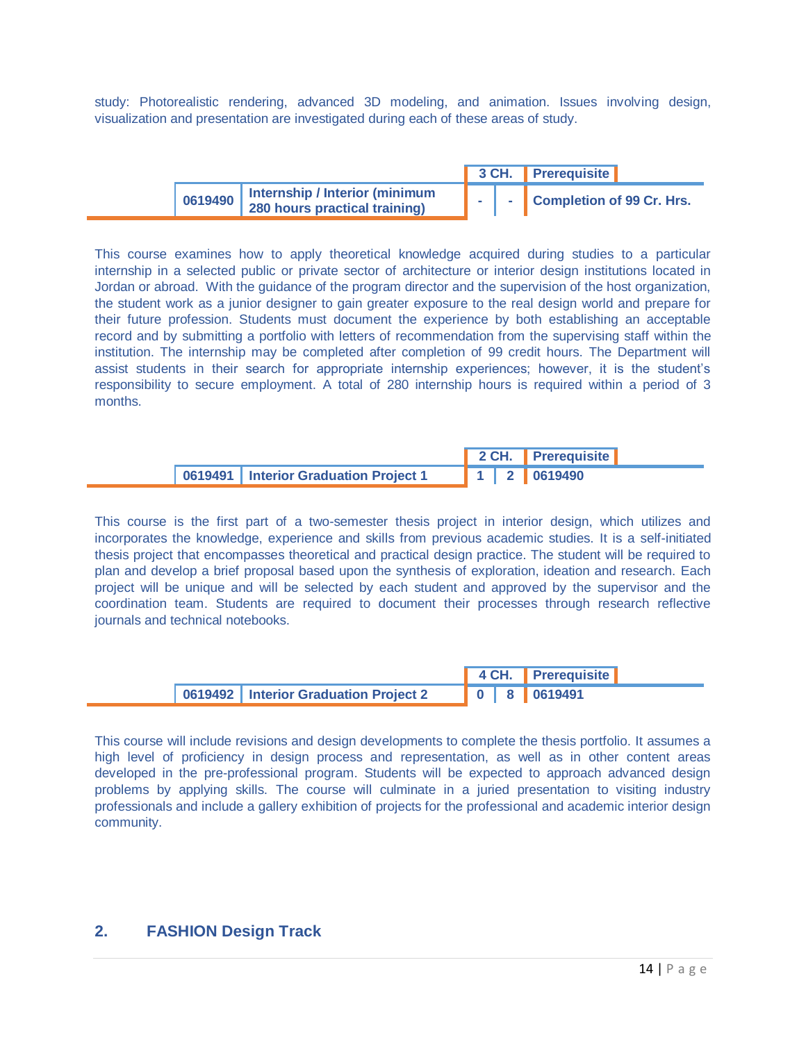study: Photorealistic rendering, advanced 3D modeling, and animation. Issues involving design, visualization and presentation are investigated during each of these areas of study.

| | | 3 CH. | | Prerequisite |
|---|---|---|---|---|
| 0619490 | Internship / Interior (minimum 280 hours practical training) | - | - | Completion of 99 Cr. Hrs. |

This course examines how to apply theoretical knowledge acquired during studies to a particular internship in a selected public or private sector of architecture or interior design institutions located in Jordan or abroad. With the guidance of the program director and the supervision of the host organization, the student work as a junior designer to gain greater exposure to the real design world and prepare for their future profession. Students must document the experience by both establishing an acceptable record and by submitting a portfolio with letters of recommendation from the supervising staff within the institution. The internship may be completed after completion of 99 credit hours. The Department will assist students in their search for appropriate internship experiences; however, it is the student's responsibility to secure employment. A total of 280 internship hours is required within a period of 3 months.

| | | 2 CH. | | Prerequisite |
|---|---|---|---|---|
| 0619491 | Interior Graduation Project 1 | 1 | 2 | 0619490 |

This course is the first part of a two-semester thesis project in interior design, which utilizes and incorporates the knowledge, experience and skills from previous academic studies. It is a self-initiated thesis project that encompasses theoretical and practical design practice. The student will be required to plan and develop a brief proposal based upon the synthesis of exploration, ideation and research. Each project will be unique and will be selected by each student and approved by the supervisor and the coordination team. Students are required to document their processes through research reflective journals and technical notebooks.

| | | 4 CH. | | Prerequisite |
|---|---|---|---|---|
| 0619492 | Interior Graduation Project 2 | 0 | 8 | 0619491 |

This course will include revisions and design developments to complete the thesis portfolio. It assumes a high level of proficiency in design process and representation, as well as in other content areas developed in the pre-professional program. Students will be expected to approach advanced design problems by applying skills. The course will culminate in a juried presentation to visiting industry professionals and include a gallery exhibition of projects for the professional and academic interior design community.

## 2. FASHION Design Track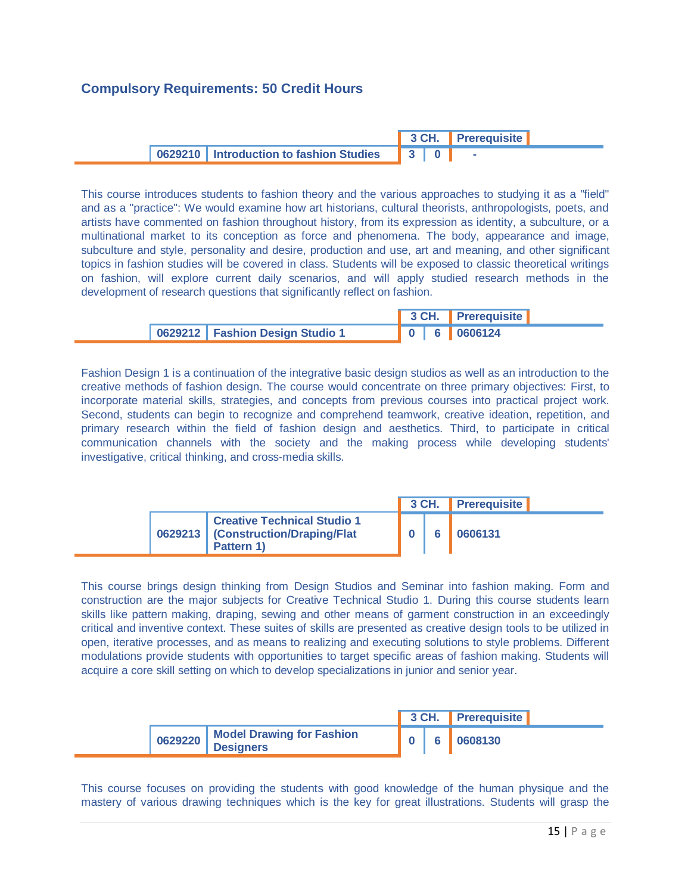## Compulsory Requirements: 50 Credit Hours

| | | 3 CH. | | Prerequisite |
|---|---|---|---|---|
| 0629210 | Introduction to fashion Studies | 3 | 0 | - |

This course introduces students to fashion theory and the various approaches to studying it as a "field" and as a "practice": We would examine how art historians, cultural theorists, anthropologists, poets, and artists have commented on fashion throughout history, from its expression as identity, a subculture, or a multinational market to its conception as force and phenomena. The body, appearance and image, subculture and style, personality and desire, production and use, art and meaning, and other significant topics in fashion studies will be covered in class. Students will be exposed to classic theoretical writings on fashion, will explore current daily scenarios, and will apply studied research methods in the development of research questions that significantly reflect on fashion.

| | | 3 CH. | | Prerequisite |
|---|---|---|---|---|
| 0629212 | Fashion Design Studio 1 | 0 | 6 | 0606124 |

Fashion Design 1 is a continuation of the integrative basic design studios as well as an introduction to the creative methods of fashion design. The course would concentrate on three primary objectives: First, to incorporate material skills, strategies, and concepts from previous courses into practical project work. Second, students can begin to recognize and comprehend teamwork, creative ideation, repetition, and primary research within the field of fashion design and aesthetics. Third, to participate in critical communication channels with the society and the making process while developing students' investigative, critical thinking, and cross-media skills.

| | | 3 CH. | | Prerequisite |
|---|---|---|---|---|
| 0629213 | Creative Technical Studio 1 (Construction/Draping/Flat Pattern 1) | 0 | 6 | 0606131 |

This course brings design thinking from Design Studios and Seminar into fashion making. Form and construction are the major subjects for Creative Technical Studio 1. During this course students learn skills like pattern making, draping, sewing and other means of garment construction in an exceedingly critical and inventive context. These suites of skills are presented as creative design tools to be utilized in open, iterative processes, and as means to realizing and executing solutions to style problems. Different modulations provide students with opportunities to target specific areas of fashion making. Students will acquire a core skill setting on which to develop specializations in junior and senior year.

| | | 3 CH. | | Prerequisite |
|---|---|---|---|---|
| 0629220 | Model Drawing for Fashion Designers | 0 | 6 | 0608130 |

This course focuses on providing the students with good knowledge of the human physique and the mastery of various drawing techniques which is the key for great illustrations. Students will grasp the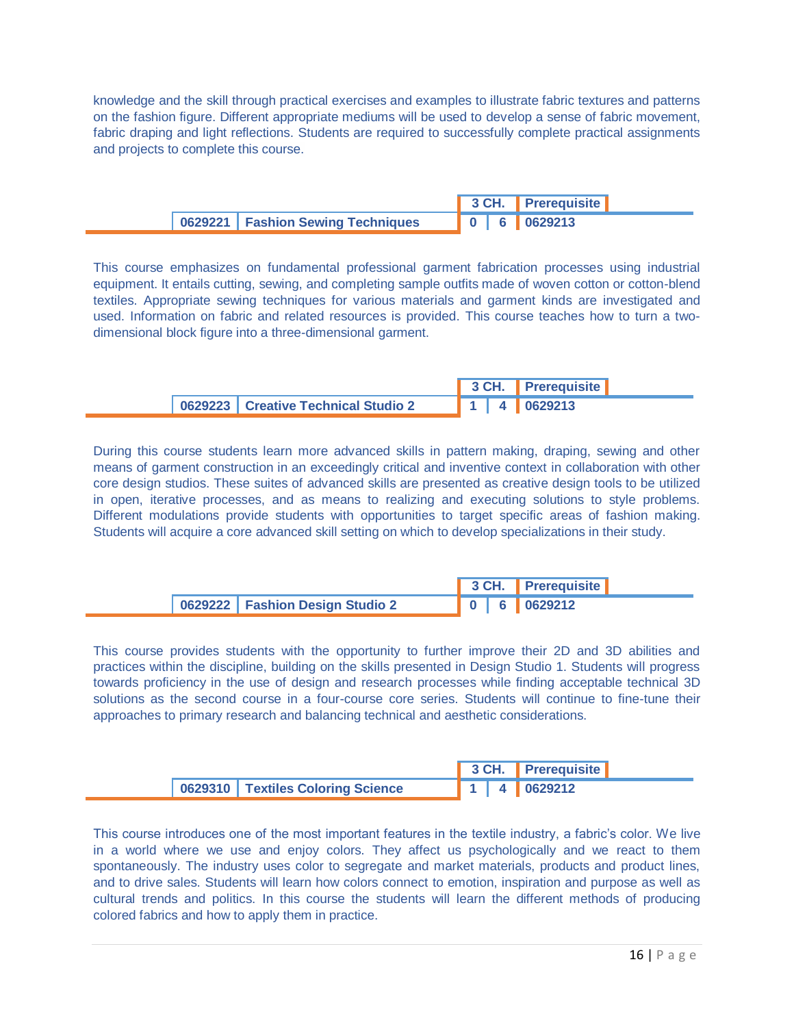knowledge and the skill through practical exercises and examples to illustrate fabric textures and patterns on the fashion figure. Different appropriate mediums will be used to develop a sense of fabric movement, fabric draping and light reflections. Students are required to successfully complete practical assignments and projects to complete this course.

| | | 3 CH. | | Prerequisite |
|---|---|---|---|---|
| **0629221** | **Fashion Sewing Techniques** | **0** | **6** | **0629213** |

This course emphasizes on fundamental professional garment fabrication processes using industrial equipment. It entails cutting, sewing, and completing sample outfits made of woven cotton or cotton-blend textiles. Appropriate sewing techniques for various materials and garment kinds are investigated and used. Information on fabric and related resources is provided. This course teaches how to turn a two-dimensional block figure into a three-dimensional garment.

| | | 3 CH. | | Prerequisite |
|---|---|---|---|---|
| **0629223** | **Creative Technical Studio 2** | **1** | **4** | **0629213** |

During this course students learn more advanced skills in pattern making, draping, sewing and other means of garment construction in an exceedingly critical and inventive context in collaboration with other core design studios. These suites of advanced skills are presented as creative design tools to be utilized in open, iterative processes, and as means to realizing and executing solutions to style problems. Different modulations provide students with opportunities to target specific areas of fashion making. Students will acquire a core advanced skill setting on which to develop specializations in their study.

| | | 3 CH. | | Prerequisite |
|---|---|---|---|---|
| **0629222** | **Fashion Design Studio 2** | **0** | **6** | **0629212** |

This course provides students with the opportunity to further improve their 2D and 3D abilities and practices within the discipline, building on the skills presented in Design Studio 1. Students will progress towards proficiency in the use of design and research processes while finding acceptable technical 3D solutions as the second course in a four-course core series. Students will continue to fine-tune their approaches to primary research and balancing technical and aesthetic considerations.

| | | 3 CH. | | Prerequisite |
|---|---|---|---|---|
| **0629310** | **Textiles Coloring Science** | **1** | **4** | **0629212** |

This course introduces one of the most important features in the textile industry, a fabric's color. We live in a world where we use and enjoy colors. They affect us psychologically and we react to them spontaneously. The industry uses color to segregate and market materials, products and product lines, and to drive sales. Students will learn how colors connect to emotion, inspiration and purpose as well as cultural trends and politics. In this course the students will learn the different methods of producing colored fabrics and how to apply them in practice.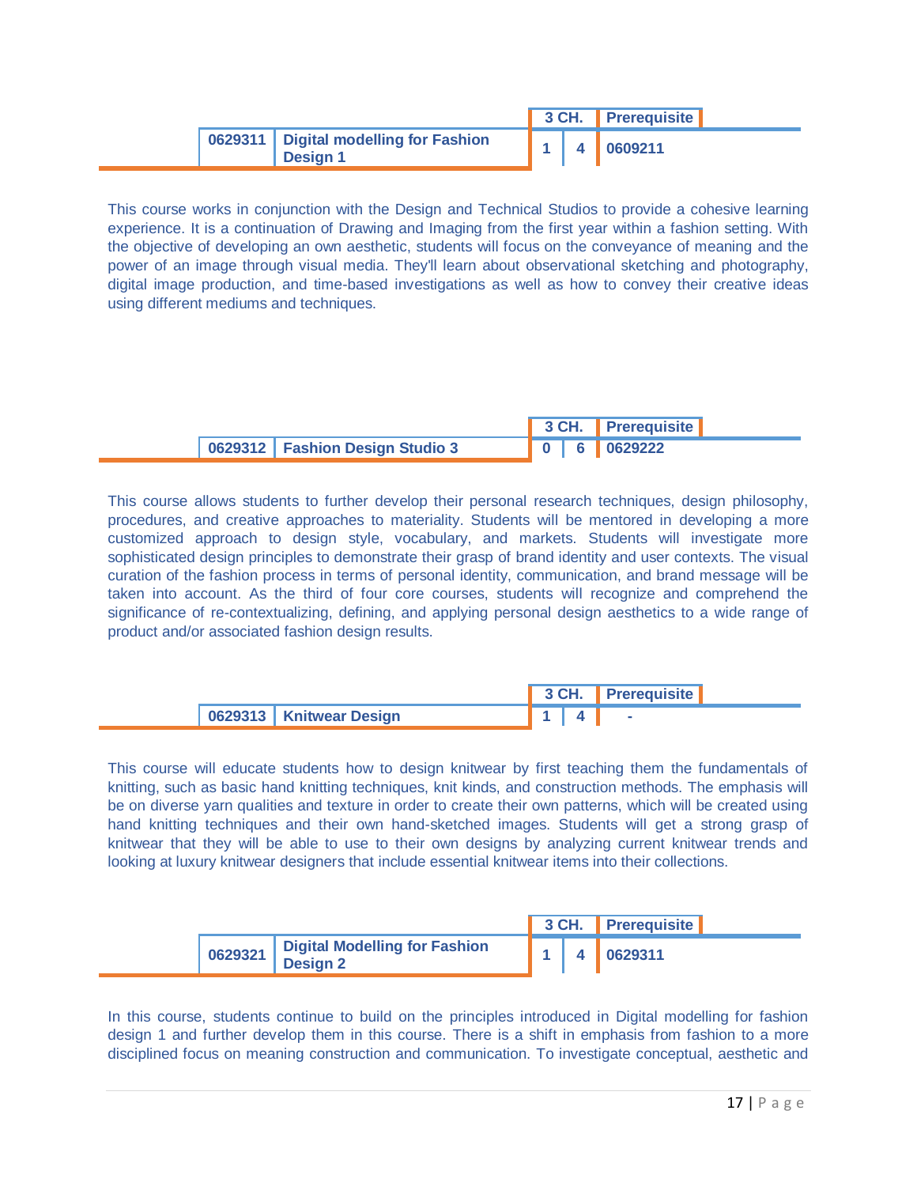| | | 3 CH. | | Prerequisite |
|---|---|---|---|---|
| 0629311 | Digital modelling for Fashion Design 1 | 1 | 4 | 0609211 |

This course works in conjunction with the Design and Technical Studios to provide a cohesive learning experience. It is a continuation of Drawing and Imaging from the first year within a fashion setting. With the objective of developing an own aesthetic, students will focus on the conveyance of meaning and the power of an image through visual media. They'll learn about observational sketching and photography, digital image production, and time-based investigations as well as how to convey their creative ideas using different mediums and techniques.

| | | 3 CH. | | Prerequisite |
|---|---|---|---|---|
| 0629312 | Fashion Design Studio 3 | 0 | 6 | 0629222 |

This course allows students to further develop their personal research techniques, design philosophy, procedures, and creative approaches to materiality. Students will be mentored in developing a more customized approach to design style, vocabulary, and markets. Students will investigate more sophisticated design principles to demonstrate their grasp of brand identity and user contexts. The visual curation of the fashion process in terms of personal identity, communication, and brand message will be taken into account. As the third of four core courses, students will recognize and comprehend the significance of re-contextualizing, defining, and applying personal design aesthetics to a wide range of product and/or associated fashion design results.

| | | 3 CH. | | Prerequisite |
|---|---|---|---|---|
| 0629313 | Knitwear Design | 1 | 4 | - |

This course will educate students how to design knitwear by first teaching them the fundamentals of knitting, such as basic hand knitting techniques, knit kinds, and construction methods. The emphasis will be on diverse yarn qualities and texture in order to create their own patterns, which will be created using hand knitting techniques and their own hand-sketched images. Students will get a strong grasp of knitwear that they will be able to use to their own designs by analyzing current knitwear trends and looking at luxury knitwear designers that include essential knitwear items into their collections.

| | | 3 CH. | | Prerequisite |
|---|---|---|---|---|
| 0629321 | Digital Modelling for Fashion Design 2 | 1 | 4 | 0629311 |

In this course, students continue to build on the principles introduced in Digital modelling for fashion design 1 and further develop them in this course. There is a shift in emphasis from fashion to a more disciplined focus on meaning construction and communication. To investigate conceptual, aesthetic and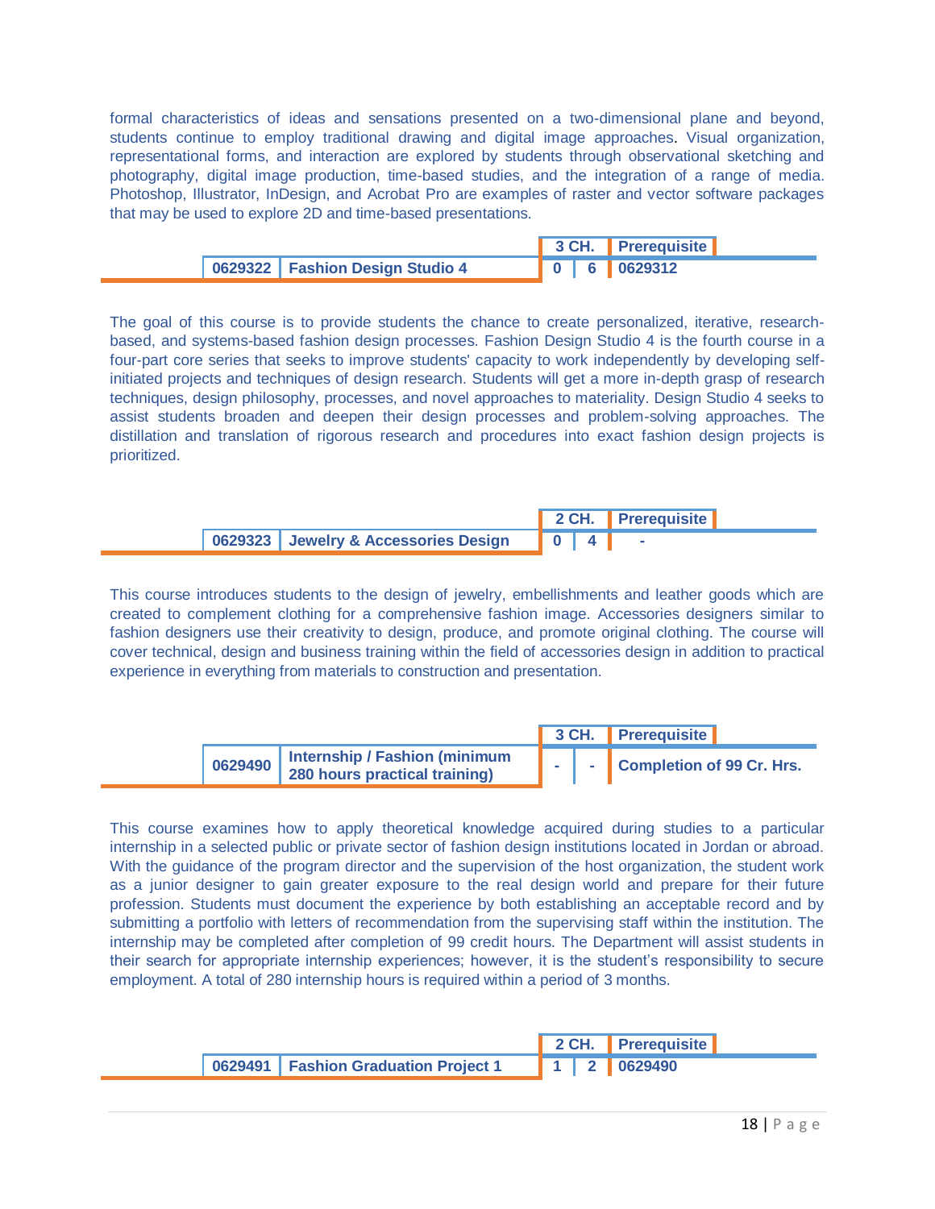formal characteristics of ideas and sensations presented on a two-dimensional plane and beyond, students continue to employ traditional drawing and digital image approaches. Visual organization, representational forms, and interaction are explored by students through observational sketching and photography, digital image production, time-based studies, and the integration of a range of media. Photoshop, Illustrator, InDesign, and Acrobat Pro are examples of raster and vector software packages that may be used to explore 2D and time-based presentations.

| | | 3 CH. | | Prerequisite |
|---|---|---|---|---|
| **0629322** | **Fashion Design Studio 4** | **0** | **6** | **0629312** |

The goal of this course is to provide students the chance to create personalized, iterative, research-based, and systems-based fashion design processes. Fashion Design Studio 4 is the fourth course in a four-part core series that seeks to improve students' capacity to work independently by developing self-initiated projects and techniques of design research. Students will get a more in-depth grasp of research techniques, design philosophy, processes, and novel approaches to materiality. Design Studio 4 seeks to assist students broaden and deepen their design processes and problem-solving approaches. The distillation and translation of rigorous research and procedures into exact fashion design projects is prioritized.

| | | 2 CH. | | Prerequisite |
|---|---|---|---|---|
| **0629323** | **Jewelry & Accessories Design** | **0** | **4** | **-** |

This course introduces students to the design of jewelry, embellishments and leather goods which are created to complement clothing for a comprehensive fashion image. Accessories designers similar to fashion designers use their creativity to design, produce, and promote original clothing. The course will cover technical, design and business training within the field of accessories design in addition to practical experience in everything from materials to construction and presentation.

| | | 3 CH. | | Prerequisite |
|---|---|---|---|---|
| **0629490** | **Internship / Fashion (minimum 280 hours practical training)** | **-** | **-** | **Completion of 99 Cr. Hrs.** |

This course examines how to apply theoretical knowledge acquired during studies to a particular internship in a selected public or private sector of fashion design institutions located in Jordan or abroad. With the guidance of the program director and the supervision of the host organization, the student work as a junior designer to gain greater exposure to the real design world and prepare for their future profession. Students must document the experience by both establishing an acceptable record and by submitting a portfolio with letters of recommendation from the supervising staff within the institution. The internship may be completed after completion of 99 credit hours. The Department will assist students in their search for appropriate internship experiences; however, it is the student's responsibility to secure employment. A total of 280 internship hours is required within a period of 3 months.

| | | 2 CH. | | Prerequisite |
|---|---|---|---|---|
| **0629491** | **Fashion Graduation Project 1** | **1** | **2** | **0629490** |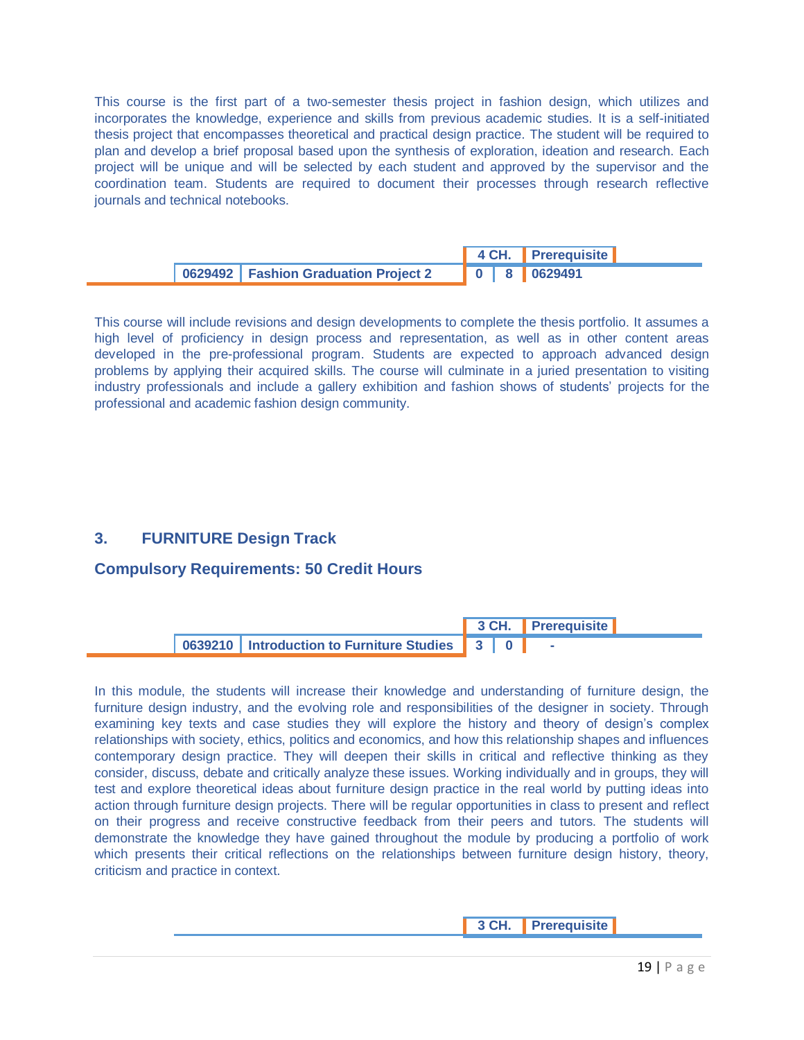This course is the first part of a two-semester thesis project in fashion design, which utilizes and incorporates the knowledge, experience and skills from previous academic studies. It is a self-initiated thesis project that encompasses theoretical and practical design practice. The student will be required to plan and develop a brief proposal based upon the synthesis of exploration, ideation and research. Each project will be unique and will be selected by each student and approved by the supervisor and the coordination team. Students are required to document their processes through research reflective journals and technical notebooks.

| | | 4 CH. | | Prerequisite |
|---|---|---|---|---|
| **0629492** | **Fashion Graduation Project 2** | **0** | **8** | **0629491** |

This course will include revisions and design developments to complete the thesis portfolio. It assumes a high level of proficiency in design process and representation, as well as in other content areas developed in the pre-professional program. Students are expected to approach advanced design problems by applying their acquired skills. The course will culminate in a juried presentation to visiting industry professionals and include a gallery exhibition and fashion shows of students' projects for the professional and academic fashion design community.

## 3. FURNITURE Design Track

### Compulsory Requirements: 50 Credit Hours

| | | 3 CH. | | Prerequisite |
|---|---|---|---|---|
| **0639210** | **Introduction to Furniture Studies** | **3** | **0** | - |

In this module, the students will increase their knowledge and understanding of furniture design, the furniture design industry, and the evolving role and responsibilities of the designer in society. Through examining key texts and case studies they will explore the history and theory of design's complex relationships with society, ethics, politics and economics, and how this relationship shapes and influences contemporary design practice. They will deepen their skills in critical and reflective thinking as they consider, discuss, debate and critically analyze these issues. Working individually and in groups, they will test and explore theoretical ideas about furniture design practice in the real world by putting ideas into action through furniture design projects. There will be regular opportunities in class to present and reflect on their progress and receive constructive feedback from their peers and tutors. The students will demonstrate the knowledge they have gained throughout the module by producing a portfolio of work which presents their critical reflections on the relationships between furniture design history, theory, criticism and practice in context.

| | | 3 CH. | | Prerequisite |
|---|---|---|---|---|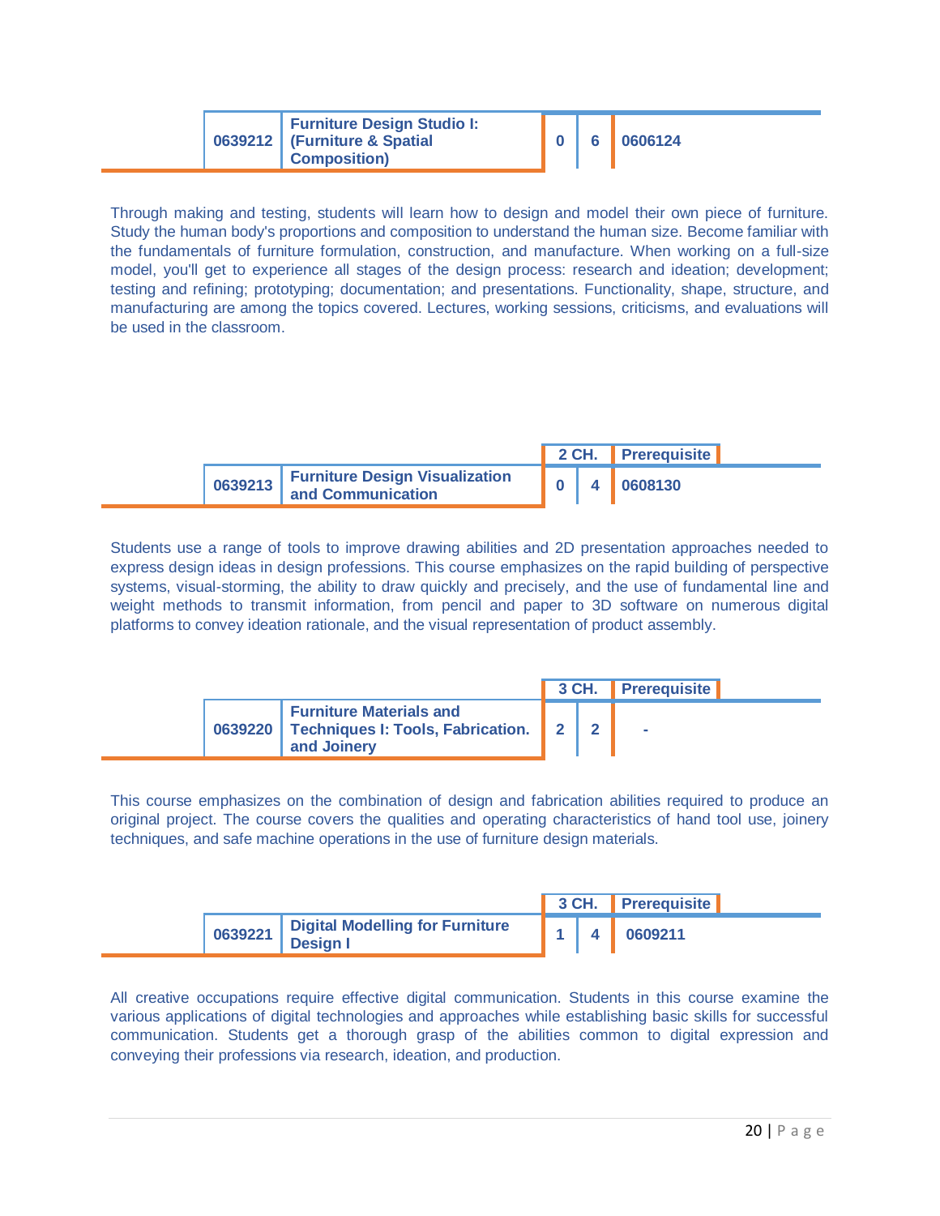| 0639212 | Furniture Design Studio I: (Furniture & Spatial Composition) | 0 | 6 | 0606124 |
|---|---|---|---|---|

Through making and testing, students will learn how to design and model their own piece of furniture. Study the human body's proportions and composition to understand the human size. Become familiar with the fundamentals of furniture formulation, construction, and manufacture. When working on a full-size model, you'll get to experience all stages of the design process: research and ideation; development; testing and refining; prototyping; documentation; and presentations. Functionality, shape, structure, and manufacturing are among the topics covered. Lectures, working sessions, criticisms, and evaluations will be used in the classroom.

| | | 2 CH. | | Prerequisite |
|---|---|---|---|---|
| 0639213 | Furniture Design Visualization and Communication | 0 | 4 | 0608130 |

Students use a range of tools to improve drawing abilities and 2D presentation approaches needed to express design ideas in design professions. This course emphasizes on the rapid building of perspective systems, visual-storming, the ability to draw quickly and precisely, and the use of fundamental line and weight methods to transmit information, from pencil and paper to 3D software on numerous digital platforms to convey ideation rationale, and the visual representation of product assembly.

| | | 3 CH. | | Prerequisite |
|---|---|---|---|---|
| 0639220 | Furniture Materials and Techniques I: Tools, Fabrication. and Joinery | 2 | 2 | - |

This course emphasizes on the combination of design and fabrication abilities required to produce an original project. The course covers the qualities and operating characteristics of hand tool use, joinery techniques, and safe machine operations in the use of furniture design materials.

| | | 3 CH. | | Prerequisite |
|---|---|---|---|---|
| 0639221 | Digital Modelling for Furniture Design I | 1 | 4 | 0609211 |

All creative occupations require effective digital communication. Students in this course examine the various applications of digital technologies and approaches while establishing basic skills for successful communication. Students get a thorough grasp of the abilities common to digital expression and conveying their professions via research, ideation, and production.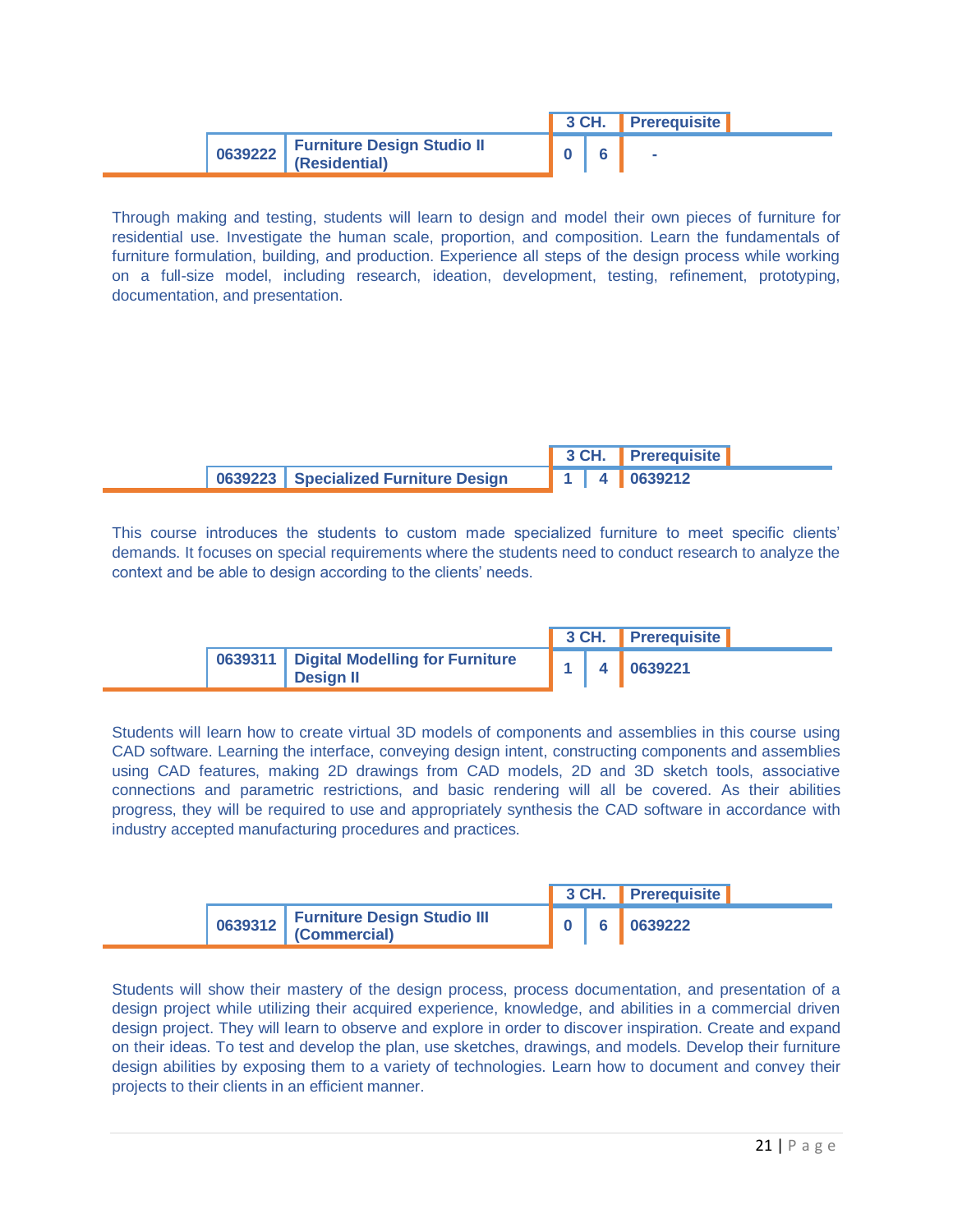| | | 3 CH. | | Prerequisite |
|---|---|---|---|---|
| 0639222 | Furniture Design Studio II (Residential) | 0 | 6 | - |

Through making and testing, students will learn to design and model their own pieces of furniture for residential use. Investigate the human scale, proportion, and composition. Learn the fundamentals of furniture formulation, building, and production. Experience all steps of the design process while working on a full-size model, including research, ideation, development, testing, refinement, prototyping, documentation, and presentation.

| | | 3 CH. | | Prerequisite |
|---|---|---|---|---|
| 0639223 | Specialized Furniture Design | 1 | 4 | 0639212 |

This course introduces the students to custom made specialized furniture to meet specific clients' demands. It focuses on special requirements where the students need to conduct research to analyze the context and be able to design according to the clients' needs.

| | | 3 CH. | | Prerequisite |
|---|---|---|---|---|
| 0639311 | Digital Modelling for Furniture Design II | 1 | 4 | 0639221 |

Students will learn how to create virtual 3D models of components and assemblies in this course using CAD software. Learning the interface, conveying design intent, constructing components and assemblies using CAD features, making 2D drawings from CAD models, 2D and 3D sketch tools, associative connections and parametric restrictions, and basic rendering will all be covered. As their abilities progress, they will be required to use and appropriately synthesis the CAD software in accordance with industry accepted manufacturing procedures and practices.

| | | 3 CH. | | Prerequisite |
|---|---|---|---|---|
| 0639312 | Furniture Design Studio III (Commercial) | 0 | 6 | 0639222 |

Students will show their mastery of the design process, process documentation, and presentation of a design project while utilizing their acquired experience, knowledge, and abilities in a commercial driven design project. They will learn to observe and explore in order to discover inspiration. Create and expand on their ideas. To test and develop the plan, use sketches, drawings, and models. Develop their furniture design abilities by exposing them to a variety of technologies. Learn how to document and convey their projects to their clients in an efficient manner.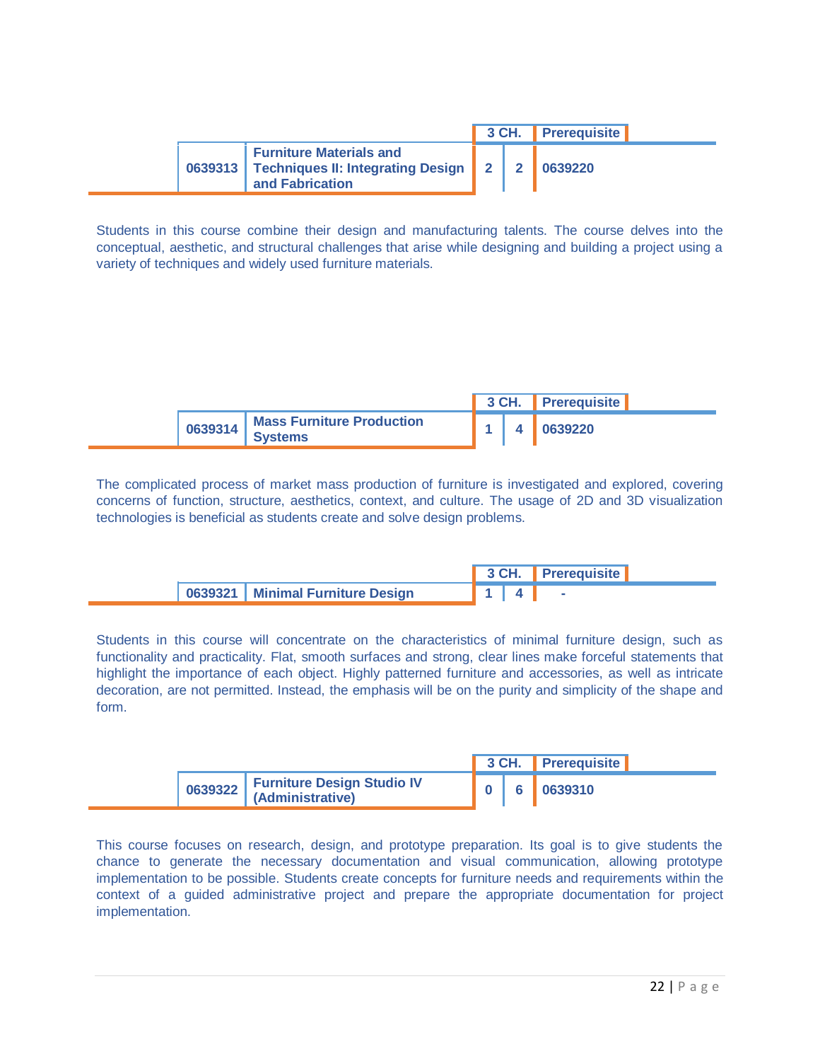| | | 3 CH. | | Prerequisite |
|---|---|---|---|---|
| 0639313 | Furniture Materials and Techniques II: Integrating Design and Fabrication | 2 | 2 | 0639220 |

Students in this course combine their design and manufacturing talents. The course delves into the conceptual, aesthetic, and structural challenges that arise while designing and building a project using a variety of techniques and widely used furniture materials.

| | | 3 CH. | | Prerequisite |
|---|---|---|---|---|
| 0639314 | Mass Furniture Production Systems | 1 | 4 | 0639220 |

The complicated process of market mass production of furniture is investigated and explored, covering concerns of function, structure, aesthetics, context, and culture. The usage of 2D and 3D visualization technologies is beneficial as students create and solve design problems.

| | | 3 CH. | | Prerequisite |
|---|---|---|---|---|
| 0639321 | Minimal Furniture Design | 1 | 4 | - |

Students in this course will concentrate on the characteristics of minimal furniture design, such as functionality and practicality. Flat, smooth surfaces and strong, clear lines make forceful statements that highlight the importance of each object. Highly patterned furniture and accessories, as well as intricate decoration, are not permitted. Instead, the emphasis will be on the purity and simplicity of the shape and form.

| | | 3 CH. | | Prerequisite |
|---|---|---|---|---|
| 0639322 | Furniture Design Studio IV (Administrative) | 0 | 6 | 0639310 |

This course focuses on research, design, and prototype preparation. Its goal is to give students the chance to generate the necessary documentation and visual communication, allowing prototype implementation to be possible. Students create concepts for furniture needs and requirements within the context of a guided administrative project and prepare the appropriate documentation for project implementation.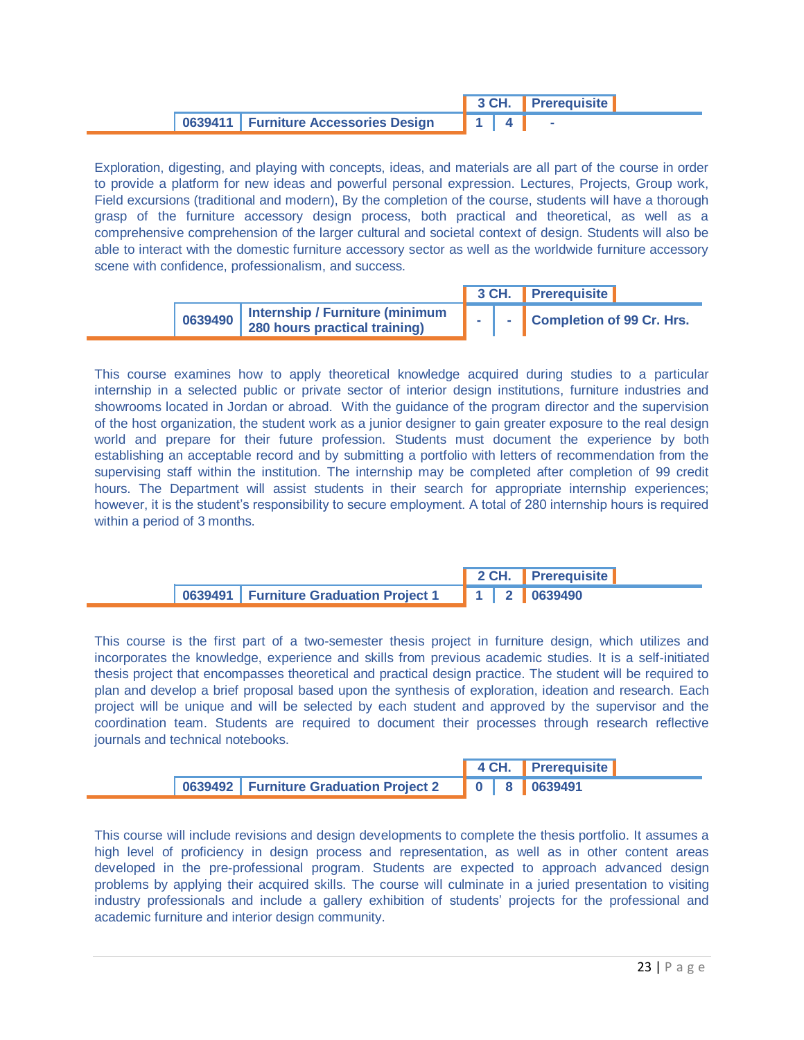| | | 3 CH. | | Prerequisite |
|---|---|---|---|---|
| 0639411 | Furniture Accessories Design | 1 | 4 | - |

Exploration, digesting, and playing with concepts, ideas, and materials are all part of the course in order to provide a platform for new ideas and powerful personal expression. Lectures, Projects, Group work, Field excursions (traditional and modern), By the completion of the course, students will have a thorough grasp of the furniture accessory design process, both practical and theoretical, as well as a comprehensive comprehension of the larger cultural and societal context of design. Students will also be able to interact with the domestic furniture accessory sector as well as the worldwide furniture accessory scene with confidence, professionalism, and success.

| | | 3 CH. | | Prerequisite |
|---|---|---|---|---|
| 0639490 | Internship / Furniture (minimum 280 hours practical training) | - | - | Completion of 99 Cr. Hrs. |

This course examines how to apply theoretical knowledge acquired during studies to a particular internship in a selected public or private sector of interior design institutions, furniture industries and showrooms located in Jordan or abroad. With the guidance of the program director and the supervision of the host organization, the student work as a junior designer to gain greater exposure to the real design world and prepare for their future profession. Students must document the experience by both establishing an acceptable record and by submitting a portfolio with letters of recommendation from the supervising staff within the institution. The internship may be completed after completion of 99 credit hours. The Department will assist students in their search for appropriate internship experiences; however, it is the student's responsibility to secure employment. A total of 280 internship hours is required within a period of 3 months.

| | | 2 CH. | | Prerequisite |
|---|---|---|---|---|
| 0639491 | Furniture Graduation Project 1 | 1 | 2 | 0639490 |

This course is the first part of a two-semester thesis project in furniture design, which utilizes and incorporates the knowledge, experience and skills from previous academic studies. It is a self-initiated thesis project that encompasses theoretical and practical design practice. The student will be required to plan and develop a brief proposal based upon the synthesis of exploration, ideation and research. Each project will be unique and will be selected by each student and approved by the supervisor and the coordination team. Students are required to document their processes through research reflective journals and technical notebooks.

| | | 4 CH. | | Prerequisite |
|---|---|---|---|---|
| 0639492 | Furniture Graduation Project 2 | 0 | 8 | 0639491 |

This course will include revisions and design developments to complete the thesis portfolio. It assumes a high level of proficiency in design process and representation, as well as in other content areas developed in the pre-professional program. Students are expected to approach advanced design problems by applying their acquired skills. The course will culminate in a juried presentation to visiting industry professionals and include a gallery exhibition of students' projects for the professional and academic furniture and interior design community.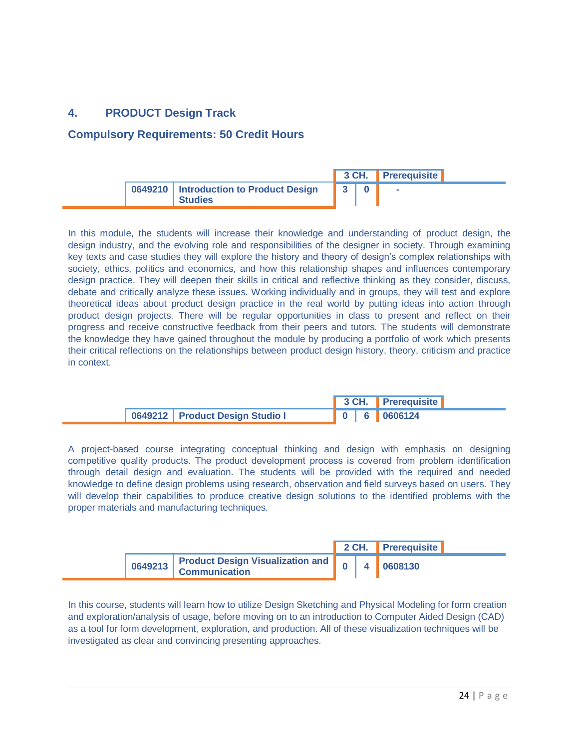## 4. PRODUCT Design Track

### Compulsory Requirements: 50 Credit Hours

| | | 3 CH. | | Prerequisite |
|---|---|---|---|---|
| 0649210 | Introduction to Product Design Studies | 3 | 0 | - |

In this module, the students will increase their knowledge and understanding of product design, the design industry, and the evolving role and responsibilities of the designer in society. Through examining key texts and case studies they will explore the history and theory of design's complex relationships with society, ethics, politics and economics, and how this relationship shapes and influences contemporary design practice. They will deepen their skills in critical and reflective thinking as they consider, discuss, debate and critically analyze these issues. Working individually and in groups, they will test and explore theoretical ideas about product design practice in the real world by putting ideas into action through product design projects. There will be regular opportunities in class to present and reflect on their progress and receive constructive feedback from their peers and tutors. The students will demonstrate the knowledge they have gained throughout the module by producing a portfolio of work which presents their critical reflections on the relationships between product design history, theory, criticism and practice in context.

| | | 3 CH. | | Prerequisite |
|---|---|---|---|---|
| 0649212 | Product Design Studio I | 0 | 6 | 0606124 |

A project-based course integrating conceptual thinking and design with emphasis on designing competitive quality products. The product development process is covered from problem identification through detail design and evaluation. The students will be provided with the required and needed knowledge to define design problems using research, observation and field surveys based on users. They will develop their capabilities to produce creative design solutions to the identified problems with the proper materials and manufacturing techniques.

| | | 2 CH. | | Prerequisite |
|---|---|---|---|---|
| 0649213 | Product Design Visualization and Communication | 0 | 4 | 0608130 |

In this course, students will learn how to utilize Design Sketching and Physical Modeling for form creation and exploration/analysis of usage, before moving on to an introduction to Computer Aided Design (CAD) as a tool for form development, exploration, and production. All of these visualization techniques will be investigated as clear and convincing presenting approaches.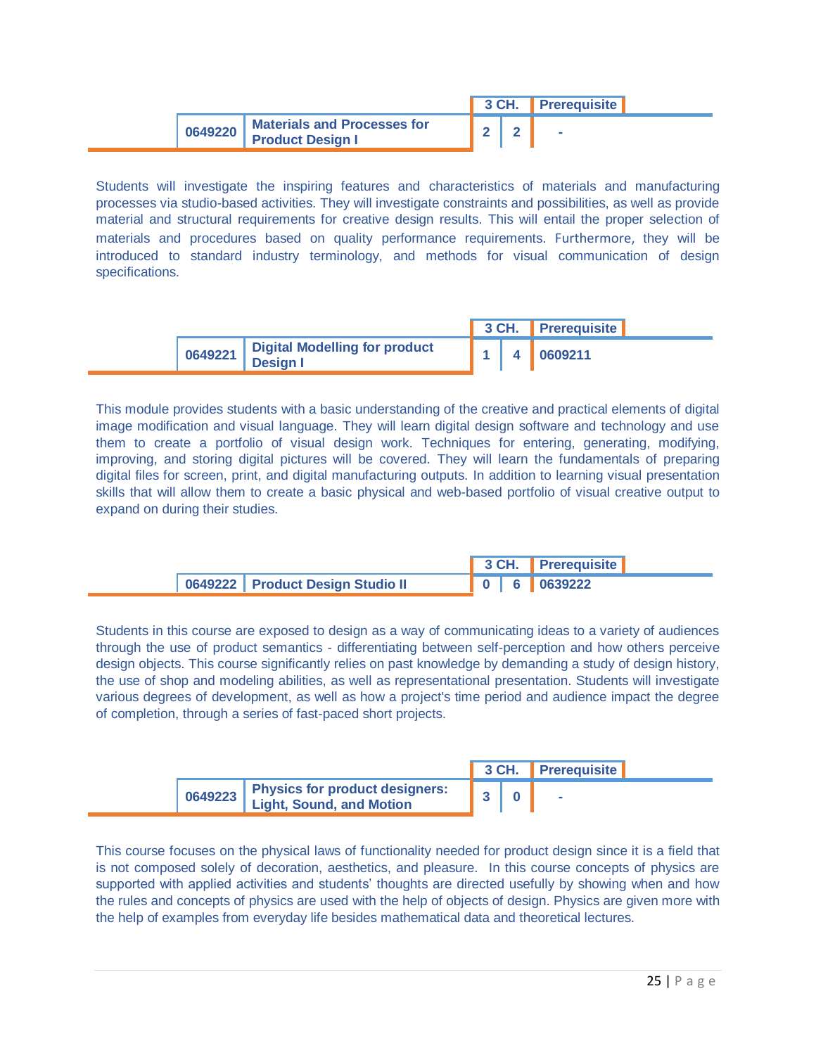| | | 3 CH. | | Prerequisite |
|---|---|---|---|---|
| 0649220 | Materials and Processes for Product Design I | 2 | 2 | - |

Students will investigate the inspiring features and characteristics of materials and manufacturing processes via studio-based activities. They will investigate constraints and possibilities, as well as provide material and structural requirements for creative design results. This will entail the proper selection of materials and procedures based on quality performance requirements. Furthermore, they will be introduced to standard industry terminology, and methods for visual communication of design specifications.

| | | 3 CH. | | Prerequisite |
|---|---|---|---|---|
| 0649221 | Digital Modelling for product Design I | 1 | 4 | 0609211 |

This module provides students with a basic understanding of the creative and practical elements of digital image modification and visual language. They will learn digital design software and technology and use them to create a portfolio of visual design work. Techniques for entering, generating, modifying, improving, and storing digital pictures will be covered. They will learn the fundamentals of preparing digital files for screen, print, and digital manufacturing outputs. In addition to learning visual presentation skills that will allow them to create a basic physical and web-based portfolio of visual creative output to expand on during their studies.

| | | 3 CH. | | Prerequisite |
|---|---|---|---|---|
| 0649222 | Product Design Studio II | 0 | 6 | 0639222 |

Students in this course are exposed to design as a way of communicating ideas to a variety of audiences through the use of product semantics - differentiating between self-perception and how others perceive design objects. This course significantly relies on past knowledge by demanding a study of design history, the use of shop and modeling abilities, as well as representational presentation. Students will investigate various degrees of development, as well as how a project's time period and audience impact the degree of completion, through a series of fast-paced short projects.

| | | 3 CH. | | Prerequisite |
|---|---|---|---|---|
| 0649223 | Physics for product designers: Light, Sound, and Motion | 3 | 0 | - |

This course focuses on the physical laws of functionality needed for product design since it is a field that is not composed solely of decoration, aesthetics, and pleasure. In this course concepts of physics are supported with applied activities and students' thoughts are directed usefully by showing when and how the rules and concepts of physics are used with the help of objects of design. Physics are given more with the help of examples from everyday life besides mathematical data and theoretical lectures.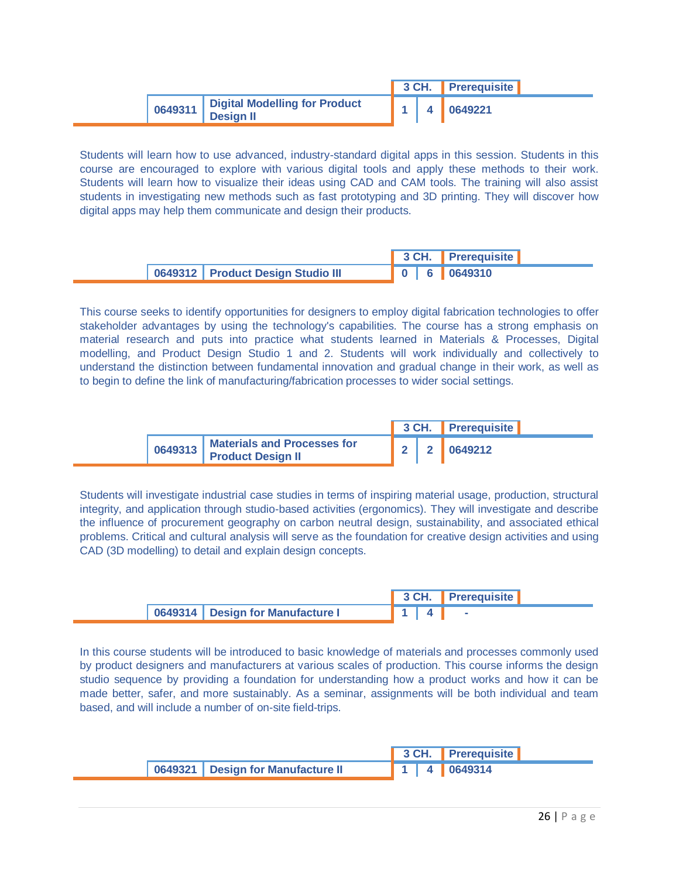| | | 3 CH. | | Prerequisite |
|---|---|---|---|---|
| 0649311 | Digital Modelling for Product Design II | 1 | 4 | 0649221 |

Students will learn how to use advanced, industry-standard digital apps in this session. Students in this course are encouraged to explore with various digital tools and apply these methods to their work. Students will learn how to visualize their ideas using CAD and CAM tools. The training will also assist students in investigating new methods such as fast prototyping and 3D printing. They will discover how digital apps may help them communicate and design their products.

| | | 3 CH. | | Prerequisite |
|---|---|---|---|---|
| 0649312 | Product Design Studio III | 0 | 6 | 0649310 |

This course seeks to identify opportunities for designers to employ digital fabrication technologies to offer stakeholder advantages by using the technology's capabilities. The course has a strong emphasis on material research and puts into practice what students learned in Materials & Processes, Digital modelling, and Product Design Studio 1 and 2. Students will work individually and collectively to understand the distinction between fundamental innovation and gradual change in their work, as well as to begin to define the link of manufacturing/fabrication processes to wider social settings.

| | | 3 CH. | | Prerequisite |
|---|---|---|---|---|
| 0649313 | Materials and Processes for Product Design II | 2 | 2 | 0649212 |

Students will investigate industrial case studies in terms of inspiring material usage, production, structural integrity, and application through studio-based activities (ergonomics). They will investigate and describe the influence of procurement geography on carbon neutral design, sustainability, and associated ethical problems. Critical and cultural analysis will serve as the foundation for creative design activities and using CAD (3D modelling) to detail and explain design concepts.

| | | 3 CH. | | Prerequisite |
|---|---|---|---|---|
| 0649314 | Design for Manufacture I | 1 | 4 | - |

In this course students will be introduced to basic knowledge of materials and processes commonly used by product designers and manufacturers at various scales of production. This course informs the design studio sequence by providing a foundation for understanding how a product works and how it can be made better, safer, and more sustainably. As a seminar, assignments will be both individual and team based, and will include a number of on-site field-trips.

| | | 3 CH. | | Prerequisite |
|---|---|---|---|---|
| 0649321 | Design for Manufacture II | 1 | 4 | 0649314 |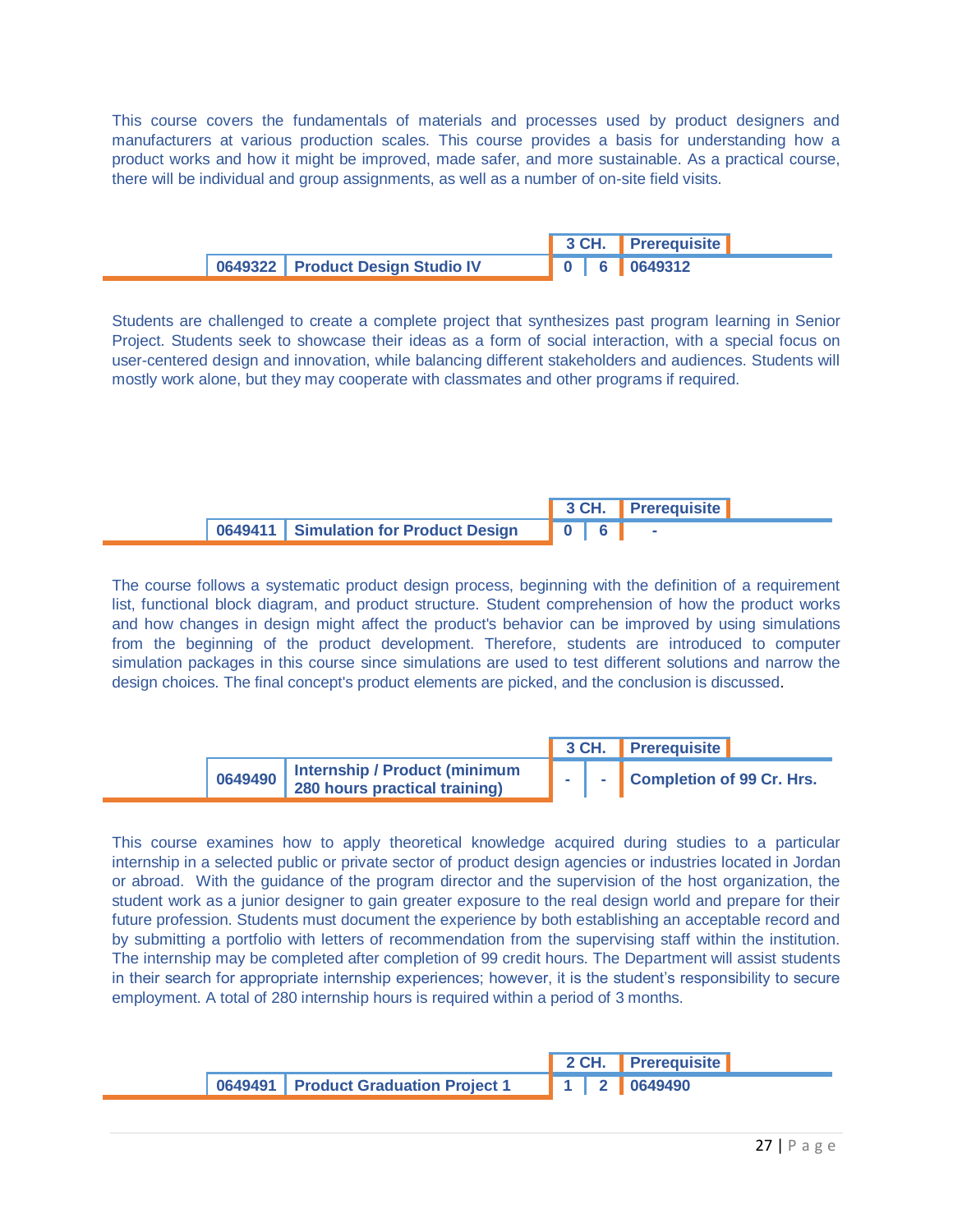This course covers the fundamentals of materials and processes used by product designers and manufacturers at various production scales. This course provides a basis for understanding how a product works and how it might be improved, made safer, and more sustainable. As a practical course, there will be individual and group assignments, as well as a number of on-site field visits.

| | | 3 CH. | | Prerequisite |
|---|---|---|---|---|
| 0649322 | Product Design Studio IV | 0 | 6 | 0649312 |

Students are challenged to create a complete project that synthesizes past program learning in Senior Project. Students seek to showcase their ideas as a form of social interaction, with a special focus on user-centered design and innovation, while balancing different stakeholders and audiences. Students will mostly work alone, but they may cooperate with classmates and other programs if required.

| | | 3 CH. | | Prerequisite |
|---|---|---|---|---|
| 0649411 | Simulation for Product Design | 0 | 6 | - |

The course follows a systematic product design process, beginning with the definition of a requirement list, functional block diagram, and product structure. Student comprehension of how the product works and how changes in design might affect the product's behavior can be improved by using simulations from the beginning of the product development. Therefore, students are introduced to computer simulation packages in this course since simulations are used to test different solutions and narrow the design choices. The final concept's product elements are picked, and the conclusion is discussed.

| | | 3 CH. | | Prerequisite |
|---|---|---|---|---|
| 0649490 | Internship / Product (minimum 280 hours practical training) | - | - | Completion of 99 Cr. Hrs. |

This course examines how to apply theoretical knowledge acquired during studies to a particular internship in a selected public or private sector of product design agencies or industries located in Jordan or abroad. With the guidance of the program director and the supervision of the host organization, the student work as a junior designer to gain greater exposure to the real design world and prepare for their future profession. Students must document the experience by both establishing an acceptable record and by submitting a portfolio with letters of recommendation from the supervising staff within the institution. The internship may be completed after completion of 99 credit hours. The Department will assist students in their search for appropriate internship experiences; however, it is the student's responsibility to secure employment. A total of 280 internship hours is required within a period of 3 months.

| | | 2 CH. | | Prerequisite |
|---|---|---|---|---|
| 0649491 | Product Graduation Project 1 | 1 | 2 | 0649490 |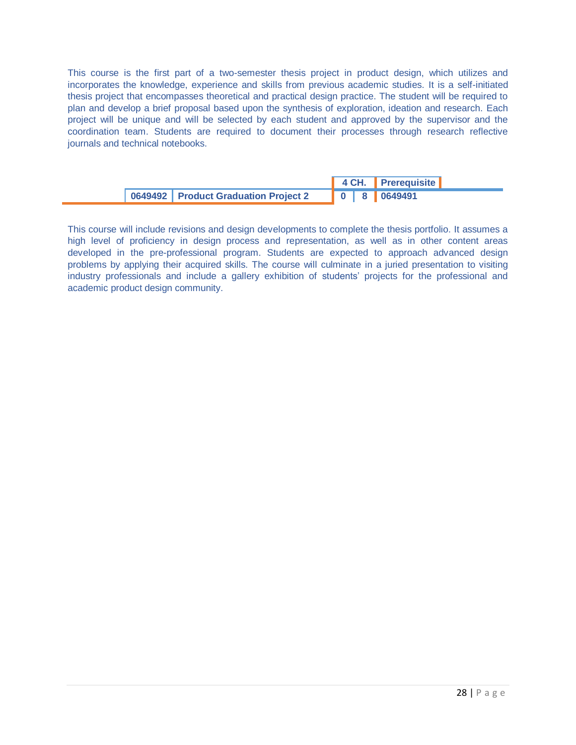This course is the first part of a two-semester thesis project in product design, which utilizes and incorporates the knowledge, experience and skills from previous academic studies. It is a self-initiated thesis project that encompasses theoretical and practical design practice. The student will be required to plan and develop a brief proposal based upon the synthesis of exploration, ideation and research. Each project will be unique and will be selected by each student and approved by the supervisor and the coordination team. Students are required to document their processes through research reflective journals and technical notebooks.

| | | 4 CH. | | Prerequisite |
|---|---|---|---|---|
| **0649492** | **Product Graduation Project 2** | **0** | **8** | **0649491** |

This course will include revisions and design developments to complete the thesis portfolio. It assumes a high level of proficiency in design process and representation, as well as in other content areas developed in the pre-professional program. Students are expected to approach advanced design problems by applying their acquired skills. The course will culminate in a juried presentation to visiting industry professionals and include a gallery exhibition of students' projects for the professional and academic product design community.